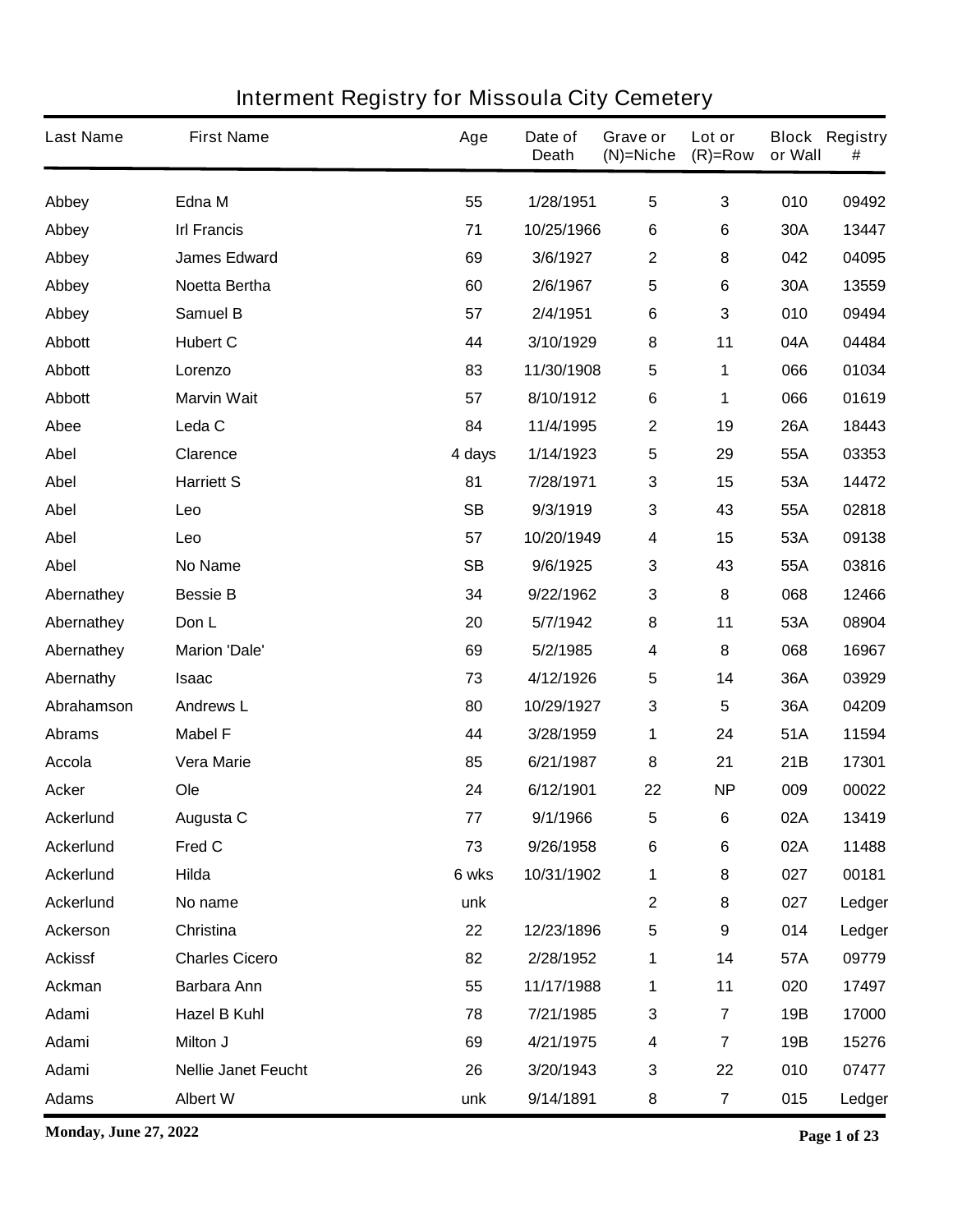# Interment Registry for Missoula City Cemetery

| Last Name | First Name | Age | Date of Death | Grave or (N)=Niche | Lot or (R)=Row | Block or Wall | Registry # |
|---|---|---|---|---|---|---|---|
| Abbey | Edna M | 55 | 1/28/1951 | 5 | 3 | 010 | 09492 |
| Abbey | Irl Francis | 71 | 10/25/1966 | 6 | 6 | 30A | 13447 |
| Abbey | James Edward | 69 | 3/6/1927 | 2 | 8 | 042 | 04095 |
| Abbey | Noetta Bertha | 60 | 2/6/1967 | 5 | 6 | 30A | 13559 |
| Abbey | Samuel B | 57 | 2/4/1951 | 6 | 3 | 010 | 09494 |
| Abbott | Hubert C | 44 | 3/10/1929 | 8 | 11 | 04A | 04484 |
| Abbott | Lorenzo | 83 | 11/30/1908 | 5 | 1 | 066 | 01034 |
| Abbott | Marvin Wait | 57 | 8/10/1912 | 6 | 1 | 066 | 01619 |
| Abee | Leda C | 84 | 11/4/1995 | 2 | 19 | 26A | 18443 |
| Abel | Clarence | 4 days | 1/14/1923 | 5 | 29 | 55A | 03353 |
| Abel | Harriett S | 81 | 7/28/1971 | 3 | 15 | 53A | 14472 |
| Abel | Leo | SB | 9/3/1919 | 3 | 43 | 55A | 02818 |
| Abel | Leo | 57 | 10/20/1949 | 4 | 15 | 53A | 09138 |
| Abel | No Name | SB | 9/6/1925 | 3 | 43 | 55A | 03816 |
| Abernathey | Bessie B | 34 | 9/22/1962 | 3 | 8 | 068 | 12466 |
| Abernathey | Don L | 20 | 5/7/1942 | 8 | 11 | 53A | 08904 |
| Abernathey | Marion 'Dale' | 69 | 5/2/1985 | 4 | 8 | 068 | 16967 |
| Abernathy | Isaac | 73 | 4/12/1926 | 5 | 14 | 36A | 03929 |
| Abrahamson | Andrews L | 80 | 10/29/1927 | 3 | 5 | 36A | 04209 |
| Abrams | Mabel F | 44 | 3/28/1959 | 1 | 24 | 51A | 11594 |
| Accola | Vera Marie | 85 | 6/21/1987 | 8 | 21 | 21B | 17301 |
| Acker | Ole | 24 | 6/12/1901 | 22 | NP | 009 | 00022 |
| Ackerlund | Augusta C | 77 | 9/1/1966 | 5 | 6 | 02A | 13419 |
| Ackerlund | Fred C | 73 | 9/26/1958 | 6 | 6 | 02A | 11488 |
| Ackerlund | Hilda | 6 wks | 10/31/1902 | 1 | 8 | 027 | 00181 |
| Ackerlund | No name | unk | | 2 | 8 | 027 | Ledger |
| Ackerson | Christina | 22 | 12/23/1896 | 5 | 9 | 014 | Ledger |
| Ackissf | Charles Cicero | 82 | 2/28/1952 | 1 | 14 | 57A | 09779 |
| Ackman | Barbara Ann | 55 | 11/17/1988 | 1 | 11 | 020 | 17497 |
| Adami | Hazel B Kuhl | 78 | 7/21/1985 | 3 | 7 | 19B | 17000 |
| Adami | Milton J | 69 | 4/21/1975 | 4 | 7 | 19B | 15276 |
| Adami | Nellie Janet Feucht | 26 | 3/20/1943 | 3 | 22 | 010 | 07477 |
| Adams | Albert W | unk | 9/14/1891 | 8 | 7 | 015 | Ledger |

Monday, June 27, 2022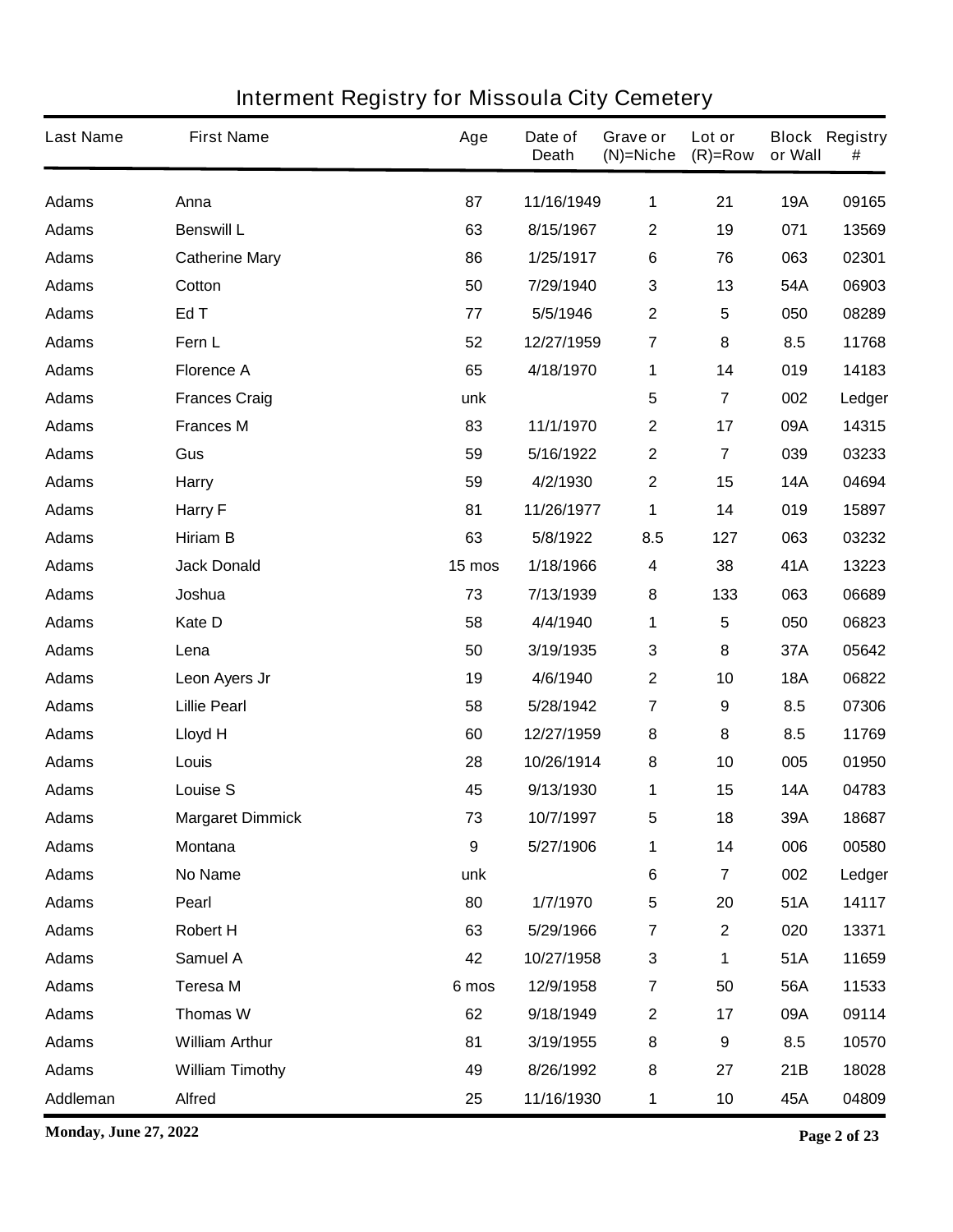# Interment Registry for Missoula City Cemetery

| Last Name | First Name | Age | Date of Death | Grave or (N)=Niche | Lot or (R)=Row | Block or Wall | Registry # |
|---|---|---|---|---|---|---|---|
| Adams | Anna | 87 | 11/16/1949 | 1 | 21 | 19A | 09165 |
| Adams | Benswill L | 63 | 8/15/1967 | 2 | 19 | 071 | 13569 |
| Adams | Catherine Mary | 86 | 1/25/1917 | 6 | 76 | 063 | 02301 |
| Adams | Cotton | 50 | 7/29/1940 | 3 | 13 | 54A | 06903 |
| Adams | Ed T | 77 | 5/5/1946 | 2 | 5 | 050 | 08289 |
| Adams | Fern L | 52 | 12/27/1959 | 7 | 8 | 8.5 | 11768 |
| Adams | Florence A | 65 | 4/18/1970 | 1 | 14 | 019 | 14183 |
| Adams | Frances Craig | unk | | 5 | 7 | 002 | Ledger |
| Adams | Frances M | 83 | 11/1/1970 | 2 | 17 | 09A | 14315 |
| Adams | Gus | 59 | 5/16/1922 | 2 | 7 | 039 | 03233 |
| Adams | Harry | 59 | 4/2/1930 | 2 | 15 | 14A | 04694 |
| Adams | Harry F | 81 | 11/26/1977 | 1 | 14 | 019 | 15897 |
| Adams | Hiriam B | 63 | 5/8/1922 | 8.5 | 127 | 063 | 03232 |
| Adams | Jack Donald | 15 mos | 1/18/1966 | 4 | 38 | 41A | 13223 |
| Adams | Joshua | 73 | 7/13/1939 | 8 | 133 | 063 | 06689 |
| Adams | Kate D | 58 | 4/4/1940 | 1 | 5 | 050 | 06823 |
| Adams | Lena | 50 | 3/19/1935 | 3 | 8 | 37A | 05642 |
| Adams | Leon Ayers Jr | 19 | 4/6/1940 | 2 | 10 | 18A | 06822 |
| Adams | Lillie Pearl | 58 | 5/28/1942 | 7 | 9 | 8.5 | 07306 |
| Adams | Lloyd H | 60 | 12/27/1959 | 8 | 8 | 8.5 | 11769 |
| Adams | Louis | 28 | 10/26/1914 | 8 | 10 | 005 | 01950 |
| Adams | Louise S | 45 | 9/13/1930 | 1 | 15 | 14A | 04783 |
| Adams | Margaret Dimmick | 73 | 10/7/1997 | 5 | 18 | 39A | 18687 |
| Adams | Montana | 9 | 5/27/1906 | 1 | 14 | 006 | 00580 |
| Adams | No Name | unk | | 6 | 7 | 002 | Ledger |
| Adams | Pearl | 80 | 1/7/1970 | 5 | 20 | 51A | 14117 |
| Adams | Robert H | 63 | 5/29/1966 | 7 | 2 | 020 | 13371 |
| Adams | Samuel A | 42 | 10/27/1958 | 3 | 1 | 51A | 11659 |
| Adams | Teresa M | 6 mos | 12/9/1958 | 7 | 50 | 56A | 11533 |
| Adams | Thomas W | 62 | 9/18/1949 | 2 | 17 | 09A | 09114 |
| Adams | William Arthur | 81 | 3/19/1955 | 8 | 9 | 8.5 | 10570 |
| Adams | William Timothy | 49 | 8/26/1992 | 8 | 27 | 21B | 18028 |
| Addleman | Alfred | 25 | 11/16/1930 | 1 | 10 | 45A | 04809 |

**Monday, June 27, 2022**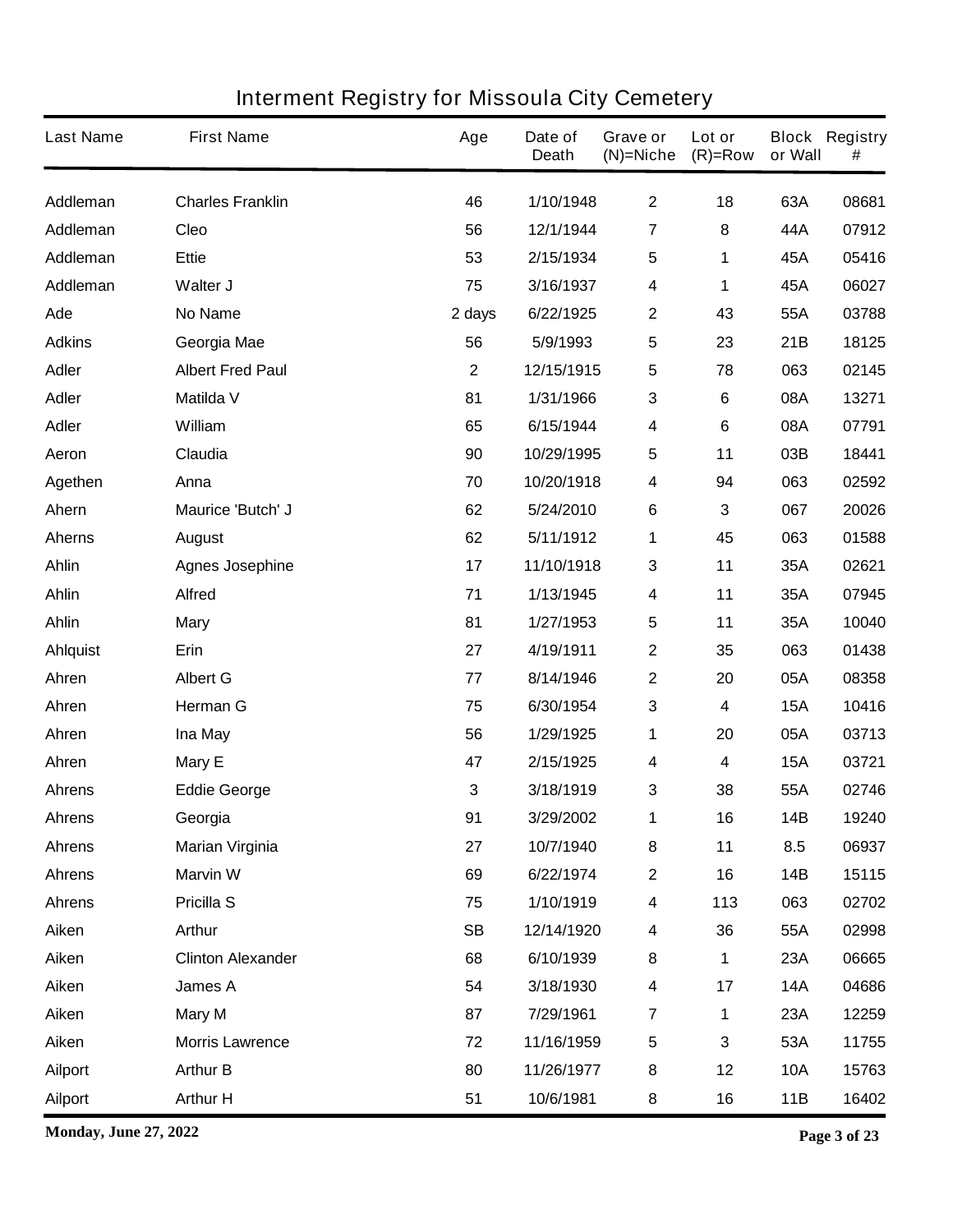# Interment Registry for Missoula City Cemetery

| Last Name | First Name | Age | Date of Death | Grave or (N)=Niche | Lot or (R)=Row | Block or Wall | Registry # |
|---|---|---|---|---|---|---|---|
| Addleman | Charles Franklin | 46 | 1/10/1948 | 2 | 18 | 63A | 08681 |
| Addleman | Cleo | 56 | 12/1/1944 | 7 | 8 | 44A | 07912 |
| Addleman | Ettie | 53 | 2/15/1934 | 5 | 1 | 45A | 05416 |
| Addleman | Walter J | 75 | 3/16/1937 | 4 | 1 | 45A | 06027 |
| Ade | No Name | 2 days | 6/22/1925 | 2 | 43 | 55A | 03788 |
| Adkins | Georgia Mae | 56 | 5/9/1993 | 5 | 23 | 21B | 18125 |
| Adler | Albert Fred Paul | 2 | 12/15/1915 | 5 | 78 | 063 | 02145 |
| Adler | Matilda V | 81 | 1/31/1966 | 3 | 6 | 08A | 13271 |
| Adler | William | 65 | 6/15/1944 | 4 | 6 | 08A | 07791 |
| Aeron | Claudia | 90 | 10/29/1995 | 5 | 11 | 03B | 18441 |
| Agethen | Anna | 70 | 10/20/1918 | 4 | 94 | 063 | 02592 |
| Ahern | Maurice 'Butch' J | 62 | 5/24/2010 | 6 | 3 | 067 | 20026 |
| Aherns | August | 62 | 5/11/1912 | 1 | 45 | 063 | 01588 |
| Ahlin | Agnes Josephine | 17 | 11/10/1918 | 3 | 11 | 35A | 02621 |
| Ahlin | Alfred | 71 | 1/13/1945 | 4 | 11 | 35A | 07945 |
| Ahlin | Mary | 81 | 1/27/1953 | 5 | 11 | 35A | 10040 |
| Ahlquist | Erin | 27 | 4/19/1911 | 2 | 35 | 063 | 01438 |
| Ahren | Albert G | 77 | 8/14/1946 | 2 | 20 | 05A | 08358 |
| Ahren | Herman G | 75 | 6/30/1954 | 3 | 4 | 15A | 10416 |
| Ahren | Ina May | 56 | 1/29/1925 | 1 | 20 | 05A | 03713 |
| Ahren | Mary E | 47 | 2/15/1925 | 4 | 4 | 15A | 03721 |
| Ahrens | Eddie George | 3 | 3/18/1919 | 3 | 38 | 55A | 02746 |
| Ahrens | Georgia | 91 | 3/29/2002 | 1 | 16 | 14B | 19240 |
| Ahrens | Marian Virginia | 27 | 10/7/1940 | 8 | 11 | 8.5 | 06937 |
| Ahrens | Marvin W | 69 | 6/22/1974 | 2 | 16 | 14B | 15115 |
| Ahrens | Pricilla S | 75 | 1/10/1919 | 4 | 113 | 063 | 02702 |
| Aiken | Arthur | SB | 12/14/1920 | 4 | 36 | 55A | 02998 |
| Aiken | Clinton Alexander | 68 | 6/10/1939 | 8 | 1 | 23A | 06665 |
| Aiken | James A | 54 | 3/18/1930 | 4 | 17 | 14A | 04686 |
| Aiken | Mary M | 87 | 7/29/1961 | 7 | 1 | 23A | 12259 |
| Aiken | Morris Lawrence | 72 | 11/16/1959 | 5 | 3 | 53A | 11755 |
| Ailport | Arthur B | 80 | 11/26/1977 | 8 | 12 | 10A | 15763 |
| Ailport | Arthur H | 51 | 10/6/1981 | 8 | 16 | 11B | 16402 |

Monday, June 27, 2022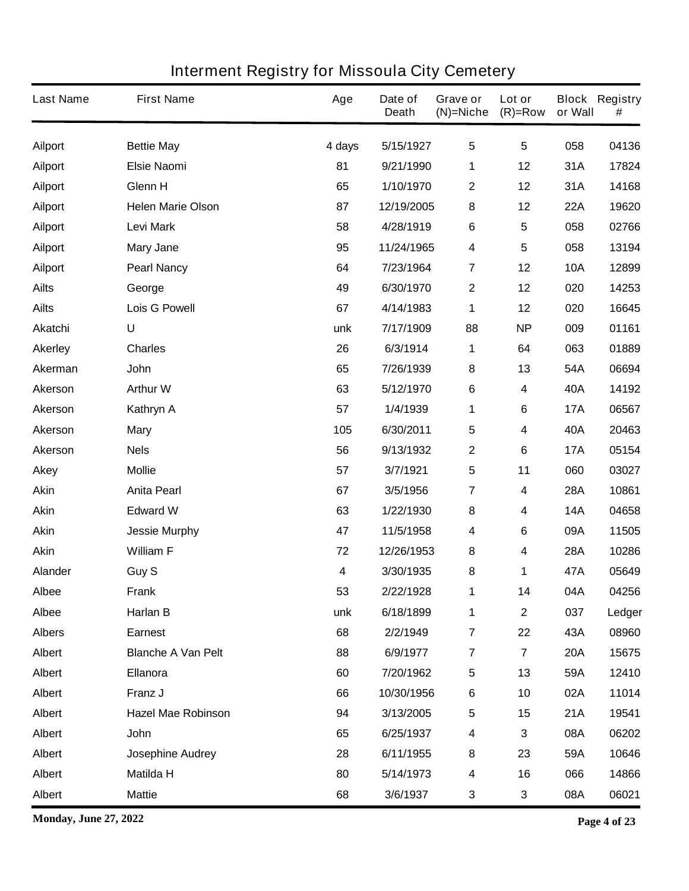# Interment Registry for Missoula City Cemetery

| Last Name | First Name | Age | Date of Death | Grave or (N)=Niche | Lot or (R)=Row | Block or Wall | Registry # |
|---|---|---|---|---|---|---|---|
| Ailport | Bettie May | 4 days | 5/15/1927 | 5 | 5 | 058 | 04136 |
| Ailport | Elsie Naomi | 81 | 9/21/1990 | 1 | 12 | 31A | 17824 |
| Ailport | Glenn H | 65 | 1/10/1970 | 2 | 12 | 31A | 14168 |
| Ailport | Helen Marie Olson | 87 | 12/19/2005 | 8 | 12 | 22A | 19620 |
| Ailport | Levi Mark | 58 | 4/28/1919 | 6 | 5 | 058 | 02766 |
| Ailport | Mary Jane | 95 | 11/24/1965 | 4 | 5 | 058 | 13194 |
| Ailport | Pearl Nancy | 64 | 7/23/1964 | 7 | 12 | 10A | 12899 |
| Ailts | George | 49 | 6/30/1970 | 2 | 12 | 020 | 14253 |
| Ailts | Lois G Powell | 67 | 4/14/1983 | 1 | 12 | 020 | 16645 |
| Akatchi | U | unk | 7/17/1909 | 88 | NP | 009 | 01161 |
| Akerley | Charles | 26 | 6/3/1914 | 1 | 64 | 063 | 01889 |
| Akerman | John | 65 | 7/26/1939 | 8 | 13 | 54A | 06694 |
| Akerson | Arthur W | 63 | 5/12/1970 | 6 | 4 | 40A | 14192 |
| Akerson | Kathryn A | 57 | 1/4/1939 | 1 | 6 | 17A | 06567 |
| Akerson | Mary | 105 | 6/30/2011 | 5 | 4 | 40A | 20463 |
| Akerson | Nels | 56 | 9/13/1932 | 2 | 6 | 17A | 05154 |
| Akey | Mollie | 57 | 3/7/1921 | 5 | 11 | 060 | 03027 |
| Akin | Anita Pearl | 67 | 3/5/1956 | 7 | 4 | 28A | 10861 |
| Akin | Edward W | 63 | 1/22/1930 | 8 | 4 | 14A | 04658 |
| Akin | Jessie Murphy | 47 | 11/5/1958 | 4 | 6 | 09A | 11505 |
| Akin | William F | 72 | 12/26/1953 | 8 | 4 | 28A | 10286 |
| Alander | Guy S | 4 | 3/30/1935 | 8 | 1 | 47A | 05649 |
| Albee | Frank | 53 | 2/22/1928 | 1 | 14 | 04A | 04256 |
| Albee | Harlan B | unk | 6/18/1899 | 1 | 2 | 037 | Ledger |
| Albers | Earnest | 68 | 2/2/1949 | 7 | 22 | 43A | 08960 |
| Albert | Blanche A Van Pelt | 88 | 6/9/1977 | 7 | 7 | 20A | 15675 |
| Albert | Ellanora | 60 | 7/20/1962 | 5 | 13 | 59A | 12410 |
| Albert | Franz J | 66 | 10/30/1956 | 6 | 10 | 02A | 11014 |
| Albert | Hazel Mae Robinson | 94 | 3/13/2005 | 5 | 15 | 21A | 19541 |
| Albert | John | 65 | 6/25/1937 | 4 | 3 | 08A | 06202 |
| Albert | Josephine Audrey | 28 | 6/11/1955 | 8 | 23 | 59A | 10646 |
| Albert | Matilda H | 80 | 5/14/1973 | 4 | 16 | 066 | 14866 |
| Albert | Mattie | 68 | 3/6/1937 | 3 | 3 | 08A | 06021 |

**Monday, June 27, 2022**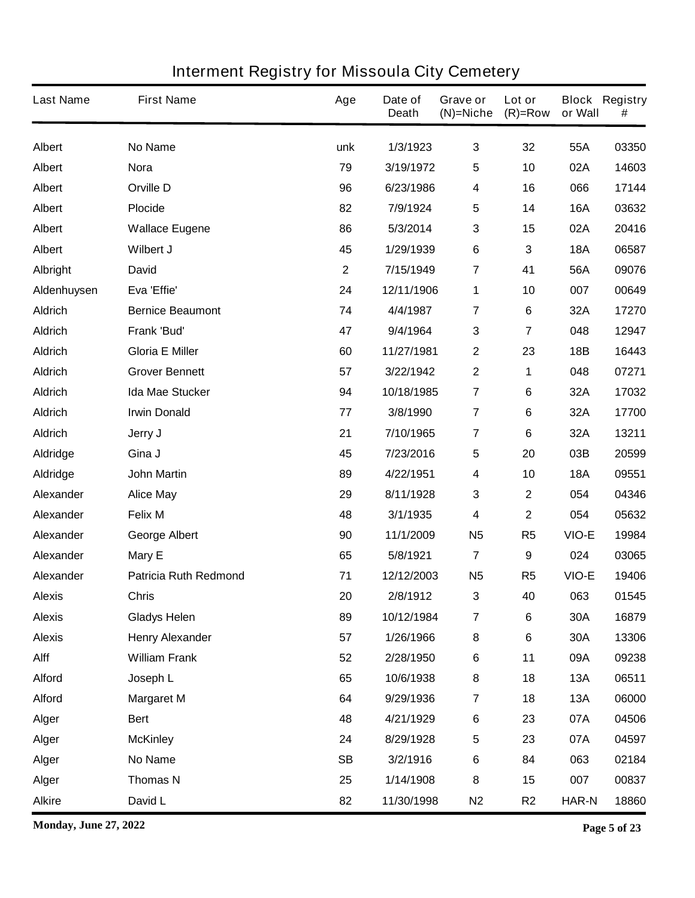# Interment Registry for Missoula City Cemetery

| Last Name | First Name | Age | Date of Death | Grave or (N)=Niche | Lot or (R)=Row | Block or Wall | Registry # |
|---|---|---|---|---|---|---|---|
| Albert | No Name | unk | 1/3/1923 | 3 | 32 | 55A | 03350 |
| Albert | Nora | 79 | 3/19/1972 | 5 | 10 | 02A | 14603 |
| Albert | Orville D | 96 | 6/23/1986 | 4 | 16 | 066 | 17144 |
| Albert | Plocide | 82 | 7/9/1924 | 5 | 14 | 16A | 03632 |
| Albert | Wallace Eugene | 86 | 5/3/2014 | 3 | 15 | 02A | 20416 |
| Albert | Wilbert J | 45 | 1/29/1939 | 6 | 3 | 18A | 06587 |
| Albright | David | 2 | 7/15/1949 | 7 | 41 | 56A | 09076 |
| Aldenhuysen | Eva 'Effie' | 24 | 12/11/1906 | 1 | 10 | 007 | 00649 |
| Aldrich | Bernice Beaumont | 74 | 4/4/1987 | 7 | 6 | 32A | 17270 |
| Aldrich | Frank 'Bud' | 47 | 9/4/1964 | 3 | 7 | 048 | 12947 |
| Aldrich | Gloria E Miller | 60 | 11/27/1981 | 2 | 23 | 18B | 16443 |
| Aldrich | Grover Bennett | 57 | 3/22/1942 | 2 | 1 | 048 | 07271 |
| Aldrich | Ida Mae Stucker | 94 | 10/18/1985 | 7 | 6 | 32A | 17032 |
| Aldrich | Irwin Donald | 77 | 3/8/1990 | 7 | 6 | 32A | 17700 |
| Aldrich | Jerry J | 21 | 7/10/1965 | 7 | 6 | 32A | 13211 |
| Aldridge | Gina J | 45 | 7/23/2016 | 5 | 20 | 03B | 20599 |
| Aldridge | John Martin | 89 | 4/22/1951 | 4 | 10 | 18A | 09551 |
| Alexander | Alice May | 29 | 8/11/1928 | 3 | 2 | 054 | 04346 |
| Alexander | Felix M | 48 | 3/1/1935 | 4 | 2 | 054 | 05632 |
| Alexander | George Albert | 90 | 11/1/2009 | N5 | R5 | VIO-E | 19984 |
| Alexander | Mary E | 65 | 5/8/1921 | 7 | 9 | 024 | 03065 |
| Alexander | Patricia Ruth Redmond | 71 | 12/12/2003 | N5 | R5 | VIO-E | 19406 |
| Alexis | Chris | 20 | 2/8/1912 | 3 | 40 | 063 | 01545 |
| Alexis | Gladys Helen | 89 | 10/12/1984 | 7 | 6 | 30A | 16879 |
| Alexis | Henry Alexander | 57 | 1/26/1966 | 8 | 6 | 30A | 13306 |
| Alff | William Frank | 52 | 2/28/1950 | 6 | 11 | 09A | 09238 |
| Alford | Joseph L | 65 | 10/6/1938 | 8 | 18 | 13A | 06511 |
| Alford | Margaret M | 64 | 9/29/1936 | 7 | 18 | 13A | 06000 |
| Alger | Bert | 48 | 4/21/1929 | 6 | 23 | 07A | 04506 |
| Alger | McKinley | 24 | 8/29/1928 | 5 | 23 | 07A | 04597 |
| Alger | No Name | SB | 3/2/1916 | 6 | 84 | 063 | 02184 |
| Alger | Thomas N | 25 | 1/14/1908 | 8 | 15 | 007 | 00837 |
| Alkire | David L | 82 | 11/30/1998 | N2 | R2 | HAR-N | 18860 |

**Monday, June 27, 2022**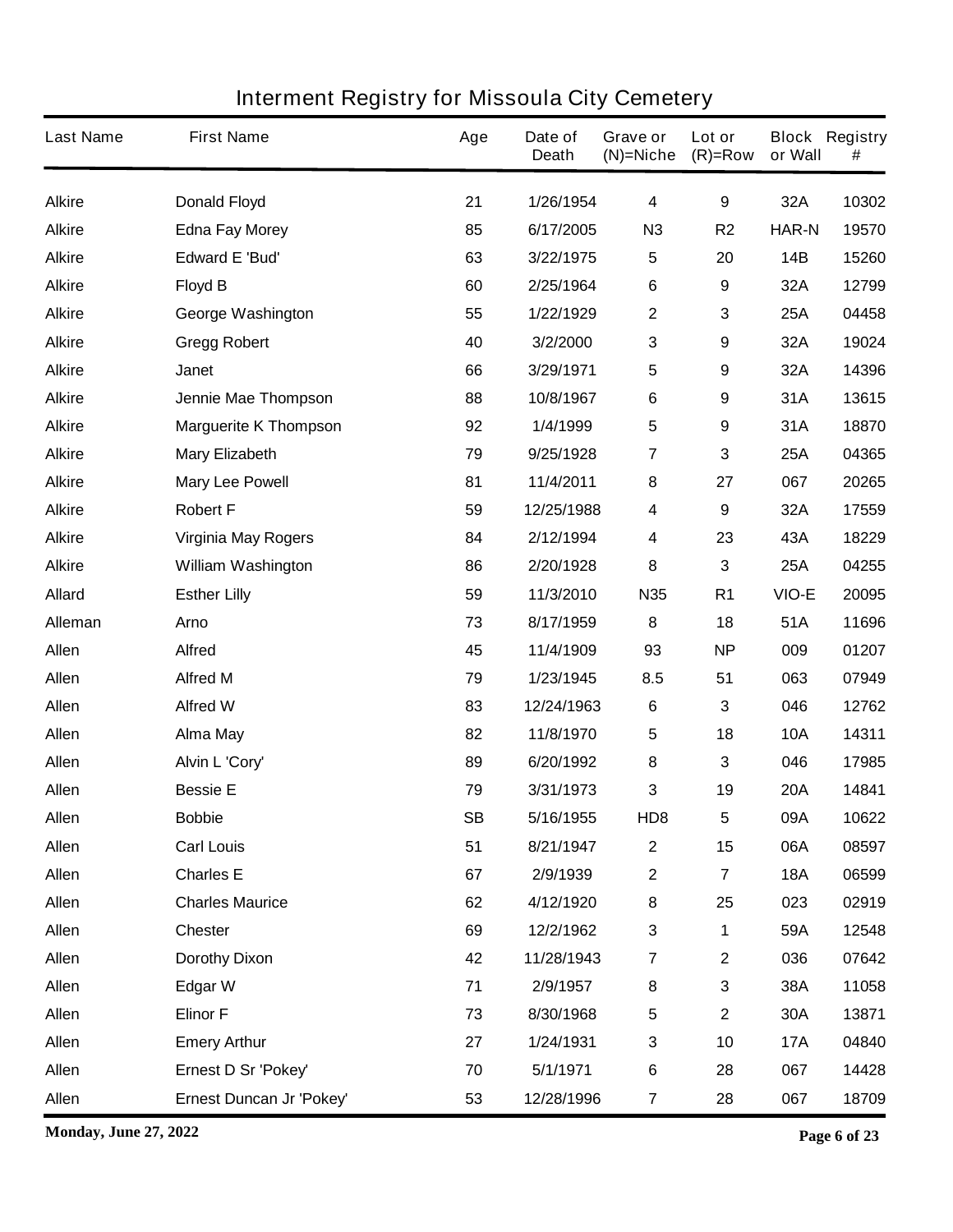# Interment Registry for Missoula City Cemetery

| Last Name | First Name | Age | Date of Death | Grave or (N)=Niche | Lot or (R)=Row | Block or Wall | Registry # |
|---|---|---|---|---|---|---|---|
| Alkire | Donald Floyd | 21 | 1/26/1954 | 4 | 9 | 32A | 10302 |
| Alkire | Edna Fay Morey | 85 | 6/17/2005 | N3 | R2 | HAR-N | 19570 |
| Alkire | Edward E 'Bud' | 63 | 3/22/1975 | 5 | 20 | 14B | 15260 |
| Alkire | Floyd B | 60 | 2/25/1964 | 6 | 9 | 32A | 12799 |
| Alkire | George Washington | 55 | 1/22/1929 | 2 | 3 | 25A | 04458 |
| Alkire | Gregg Robert | 40 | 3/2/2000 | 3 | 9 | 32A | 19024 |
| Alkire | Janet | 66 | 3/29/1971 | 5 | 9 | 32A | 14396 |
| Alkire | Jennie Mae Thompson | 88 | 10/8/1967 | 6 | 9 | 31A | 13615 |
| Alkire | Marguerite K Thompson | 92 | 1/4/1999 | 5 | 9 | 31A | 18870 |
| Alkire | Mary Elizabeth | 79 | 9/25/1928 | 7 | 3 | 25A | 04365 |
| Alkire | Mary Lee Powell | 81 | 11/4/2011 | 8 | 27 | 067 | 20265 |
| Alkire | Robert F | 59 | 12/25/1988 | 4 | 9 | 32A | 17559 |
| Alkire | Virginia May Rogers | 84 | 2/12/1994 | 4 | 23 | 43A | 18229 |
| Alkire | William Washington | 86 | 2/20/1928 | 8 | 3 | 25A | 04255 |
| Allard | Esther Lilly | 59 | 11/3/2010 | N35 | R1 | VIO-E | 20095 |
| Alleman | Arno | 73 | 8/17/1959 | 8 | 18 | 51A | 11696 |
| Allen | Alfred | 45 | 11/4/1909 | 93 | NP | 009 | 01207 |
| Allen | Alfred M | 79 | 1/23/1945 | 8.5 | 51 | 063 | 07949 |
| Allen | Alfred W | 83 | 12/24/1963 | 6 | 3 | 046 | 12762 |
| Allen | Alma May | 82 | 11/8/1970 | 5 | 18 | 10A | 14311 |
| Allen | Alvin L 'Cory' | 89 | 6/20/1992 | 8 | 3 | 046 | 17985 |
| Allen | Bessie E | 79 | 3/31/1973 | 3 | 19 | 20A | 14841 |
| Allen | Bobbie | SB | 5/16/1955 | HD8 | 5 | 09A | 10622 |
| Allen | Carl Louis | 51 | 8/21/1947 | 2 | 15 | 06A | 08597 |
| Allen | Charles E | 67 | 2/9/1939 | 2 | 7 | 18A | 06599 |
| Allen | Charles Maurice | 62 | 4/12/1920 | 8 | 25 | 023 | 02919 |
| Allen | Chester | 69 | 12/2/1962 | 3 | 1 | 59A | 12548 |
| Allen | Dorothy Dixon | 42 | 11/28/1943 | 7 | 2 | 036 | 07642 |
| Allen | Edgar W | 71 | 2/9/1957 | 8 | 3 | 38A | 11058 |
| Allen | Elinor F | 73 | 8/30/1968 | 5 | 2 | 30A | 13871 |
| Allen | Emery Arthur | 27 | 1/24/1931 | 3 | 10 | 17A | 04840 |
| Allen | Ernest D Sr 'Pokey' | 70 | 5/1/1971 | 6 | 28 | 067 | 14428 |
| Allen | Ernest Duncan Jr 'Pokey' | 53 | 12/28/1996 | 7 | 28 | 067 | 18709 |

**Monday, June 27, 2022**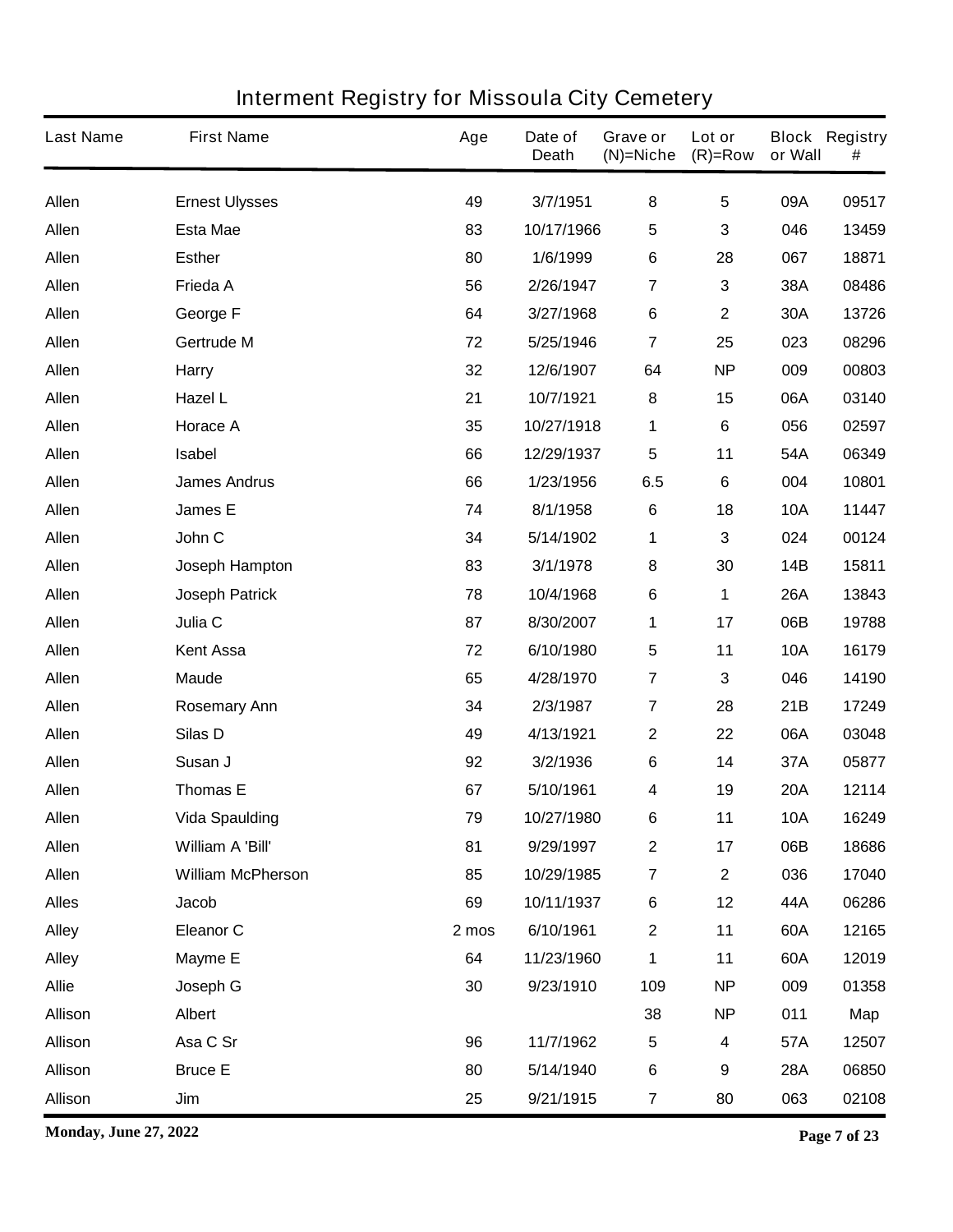# Interment Registry for Missoula City Cemetery

| Last Name | First Name | Age | Date of Death | Grave or (N)=Niche | Lot or (R)=Row | Block or Wall | Registry # |
|---|---|---|---|---|---|---|---|
| Allen | Ernest Ulysses | 49 | 3/7/1951 | 8 | 5 | 09A | 09517 |
| Allen | Esta Mae | 83 | 10/17/1966 | 5 | 3 | 046 | 13459 |
| Allen | Esther | 80 | 1/6/1999 | 6 | 28 | 067 | 18871 |
| Allen | Frieda A | 56 | 2/26/1947 | 7 | 3 | 38A | 08486 |
| Allen | George F | 64 | 3/27/1968 | 6 | 2 | 30A | 13726 |
| Allen | Gertrude M | 72 | 5/25/1946 | 7 | 25 | 023 | 08296 |
| Allen | Harry | 32 | 12/6/1907 | 64 | NP | 009 | 00803 |
| Allen | Hazel L | 21 | 10/7/1921 | 8 | 15 | 06A | 03140 |
| Allen | Horace A | 35 | 10/27/1918 | 1 | 6 | 056 | 02597 |
| Allen | Isabel | 66 | 12/29/1937 | 5 | 11 | 54A | 06349 |
| Allen | James Andrus | 66 | 1/23/1956 | 6.5 | 6 | 004 | 10801 |
| Allen | James E | 74 | 8/1/1958 | 6 | 18 | 10A | 11447 |
| Allen | John C | 34 | 5/14/1902 | 1 | 3 | 024 | 00124 |
| Allen | Joseph Hampton | 83 | 3/1/1978 | 8 | 30 | 14B | 15811 |
| Allen | Joseph Patrick | 78 | 10/4/1968 | 6 | 1 | 26A | 13843 |
| Allen | Julia C | 87 | 8/30/2007 | 1 | 17 | 06B | 19788 |
| Allen | Kent Assa | 72 | 6/10/1980 | 5 | 11 | 10A | 16179 |
| Allen | Maude | 65 | 4/28/1970 | 7 | 3 | 046 | 14190 |
| Allen | Rosemary Ann | 34 | 2/3/1987 | 7 | 28 | 21B | 17249 |
| Allen | Silas D | 49 | 4/13/1921 | 2 | 22 | 06A | 03048 |
| Allen | Susan J | 92 | 3/2/1936 | 6 | 14 | 37A | 05877 |
| Allen | Thomas E | 67 | 5/10/1961 | 4 | 19 | 20A | 12114 |
| Allen | Vida Spaulding | 79 | 10/27/1980 | 6 | 11 | 10A | 16249 |
| Allen | William A 'Bill' | 81 | 9/29/1997 | 2 | 17 | 06B | 18686 |
| Allen | William McPherson | 85 | 10/29/1985 | 7 | 2 | 036 | 17040 |
| Alles | Jacob | 69 | 10/11/1937 | 6 | 12 | 44A | 06286 |
| Alley | Eleanor C | 2 mos | 6/10/1961 | 2 | 11 | 60A | 12165 |
| Alley | Mayme E | 64 | 11/23/1960 | 1 | 11 | 60A | 12019 |
| Allie | Joseph G | 30 | 9/23/1910 | 109 | NP | 009 | 01358 |
| Allison | Albert | | | 38 | NP | 011 | Map |
| Allison | Asa C Sr | 96 | 11/7/1962 | 5 | 4 | 57A | 12507 |
| Allison | Bruce E | 80 | 5/14/1940 | 6 | 9 | 28A | 06850 |
| Allison | Jim | 25 | 9/21/1915 | 7 | 80 | 063 | 02108 |

**Monday, June 27, 2022**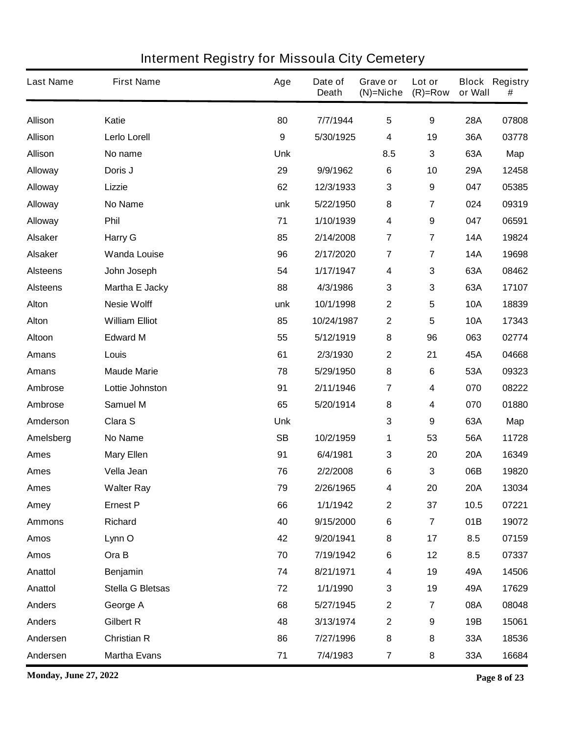# Interment Registry for Missoula City Cemetery

| Last Name | First Name | Age | Date of Death | Grave or (N)=Niche | Lot or (R)=Row | Block or Wall | Registry # |
|---|---|---|---|---|---|---|---|
| Allison | Katie | 80 | 7/7/1944 | 5 | 9 | 28A | 07808 |
| Allison | Lerlo Lorell | 9 | 5/30/1925 | 4 | 19 | 36A | 03778 |
| Allison | No name | Unk | | 8.5 | 3 | 63A | Map |
| Alloway | Doris J | 29 | 9/9/1962 | 6 | 10 | 29A | 12458 |
| Alloway | Lizzie | 62 | 12/3/1933 | 3 | 9 | 047 | 05385 |
| Alloway | No Name | unk | 5/22/1950 | 8 | 7 | 024 | 09319 |
| Alloway | Phil | 71 | 1/10/1939 | 4 | 9 | 047 | 06591 |
| Alsaker | Harry G | 85 | 2/14/2008 | 7 | 7 | 14A | 19824 |
| Alsaker | Wanda Louise | 96 | 2/17/2020 | 7 | 7 | 14A | 19698 |
| Alsteens | John Joseph | 54 | 1/17/1947 | 4 | 3 | 63A | 08462 |
| Alsteens | Martha E Jacky | 88 | 4/3/1986 | 3 | 3 | 63A | 17107 |
| Alton | Nesie Wolff | unk | 10/1/1998 | 2 | 5 | 10A | 18839 |
| Alton | William Elliot | 85 | 10/24/1987 | 2 | 5 | 10A | 17343 |
| Altoon | Edward M | 55 | 5/12/1919 | 8 | 96 | 063 | 02774 |
| Amans | Louis | 61 | 2/3/1930 | 2 | 21 | 45A | 04668 |
| Amans | Maude Marie | 78 | 5/29/1950 | 8 | 6 | 53A | 09323 |
| Ambrose | Lottie Johnston | 91 | 2/11/1946 | 7 | 4 | 070 | 08222 |
| Ambrose | Samuel M | 65 | 5/20/1914 | 8 | 4 | 070 | 01880 |
| Amderson | Clara S | Unk | | 3 | 9 | 63A | Map |
| Amelsberg | No Name | SB | 10/2/1959 | 1 | 53 | 56A | 11728 |
| Ames | Mary Ellen | 91 | 6/4/1981 | 3 | 20 | 20A | 16349 |
| Ames | Vella Jean | 76 | 2/2/2008 | 6 | 3 | 06B | 19820 |
| Ames | Walter Ray | 79 | 2/26/1965 | 4 | 20 | 20A | 13034 |
| Amey | Ernest P | 66 | 1/1/1942 | 2 | 37 | 10.5 | 07221 |
| Ammons | Richard | 40 | 9/15/2000 | 6 | 7 | 01B | 19072 |
| Amos | Lynn O | 42 | 9/20/1941 | 8 | 17 | 8.5 | 07159 |
| Amos | Ora B | 70 | 7/19/1942 | 6 | 12 | 8.5 | 07337 |
| Anattol | Benjamin | 74 | 8/21/1971 | 4 | 19 | 49A | 14506 |
| Anattol | Stella G Bletsas | 72 | 1/1/1990 | 3 | 19 | 49A | 17629 |
| Anders | George A | 68 | 5/27/1945 | 2 | 7 | 08A | 08048 |
| Anders | Gilbert R | 48 | 3/13/1974 | 2 | 9 | 19B | 15061 |
| Andersen | Christian R | 86 | 7/27/1996 | 8 | 8 | 33A | 18536 |
| Andersen | Martha Evans | 71 | 7/4/1983 | 7 | 8 | 33A | 16684 |

**Monday, June 27, 2022**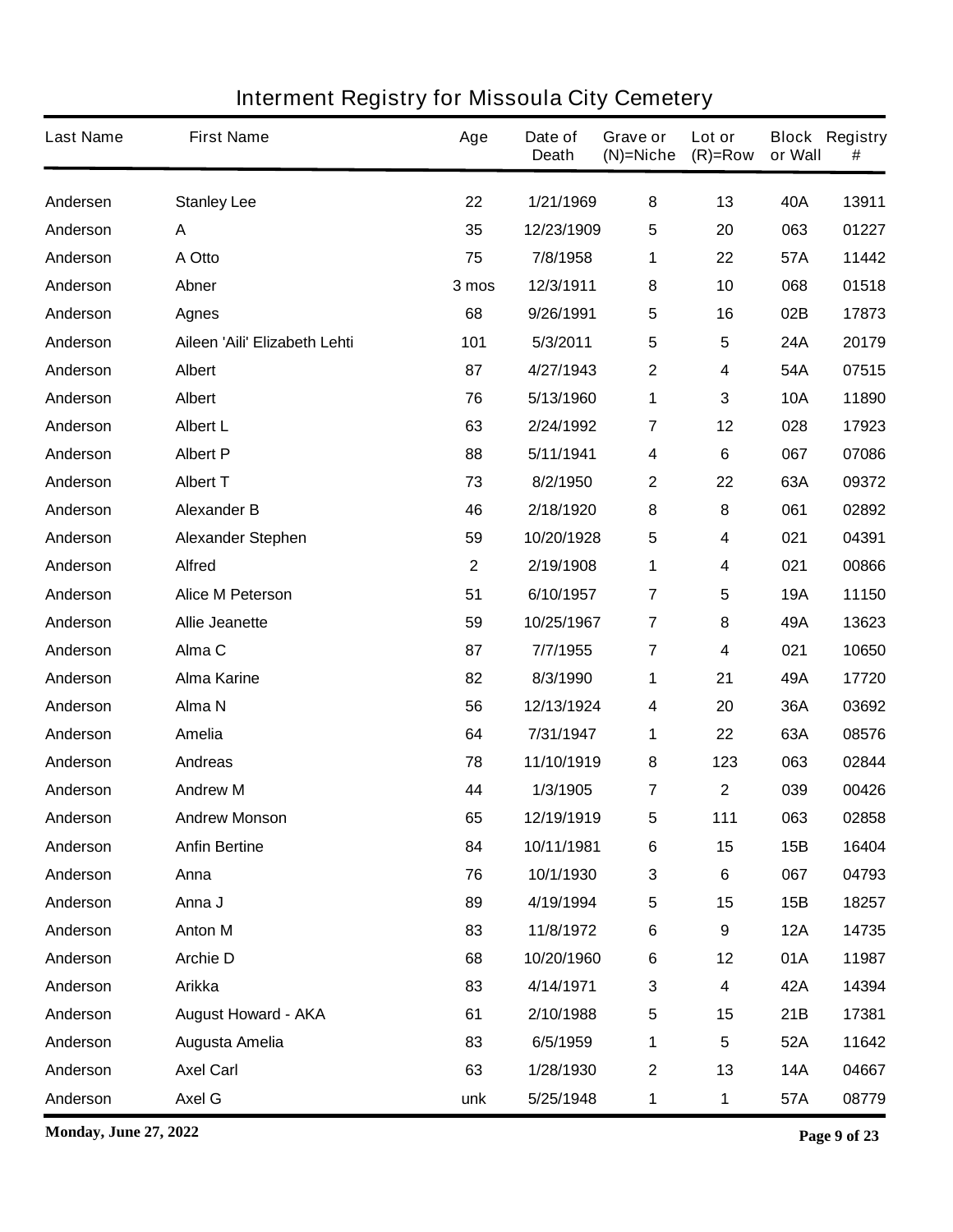# Interment Registry for Missoula City Cemetery

| Last Name | First Name | Age | Date of Death | Grave or (N)=Niche | Lot or (R)=Row | Block or Wall | Registry # |
|---|---|---|---|---|---|---|---|
| Andersen | Stanley Lee | 22 | 1/21/1969 | 8 | 13 | 40A | 13911 |
| Anderson | A | 35 | 12/23/1909 | 5 | 20 | 063 | 01227 |
| Anderson | A Otto | 75 | 7/8/1958 | 1 | 22 | 57A | 11442 |
| Anderson | Abner | 3 mos | 12/3/1911 | 8 | 10 | 068 | 01518 |
| Anderson | Agnes | 68 | 9/26/1991 | 5 | 16 | 02B | 17873 |
| Anderson | Aileen 'Aili' Elizabeth Lehti | 101 | 5/3/2011 | 5 | 5 | 24A | 20179 |
| Anderson | Albert | 87 | 4/27/1943 | 2 | 4 | 54A | 07515 |
| Anderson | Albert | 76 | 5/13/1960 | 1 | 3 | 10A | 11890 |
| Anderson | Albert L | 63 | 2/24/1992 | 7 | 12 | 028 | 17923 |
| Anderson | Albert P | 88 | 5/11/1941 | 4 | 6 | 067 | 07086 |
| Anderson | Albert T | 73 | 8/2/1950 | 2 | 22 | 63A | 09372 |
| Anderson | Alexander B | 46 | 2/18/1920 | 8 | 8 | 061 | 02892 |
| Anderson | Alexander Stephen | 59 | 10/20/1928 | 5 | 4 | 021 | 04391 |
| Anderson | Alfred | 2 | 2/19/1908 | 1 | 4 | 021 | 00866 |
| Anderson | Alice M Peterson | 51 | 6/10/1957 | 7 | 5 | 19A | 11150 |
| Anderson | Allie Jeanette | 59 | 10/25/1967 | 7 | 8 | 49A | 13623 |
| Anderson | Alma C | 87 | 7/7/1955 | 7 | 4 | 021 | 10650 |
| Anderson | Alma Karine | 82 | 8/3/1990 | 1 | 21 | 49A | 17720 |
| Anderson | Alma N | 56 | 12/13/1924 | 4 | 20 | 36A | 03692 |
| Anderson | Amelia | 64 | 7/31/1947 | 1 | 22 | 63A | 08576 |
| Anderson | Andreas | 78 | 11/10/1919 | 8 | 123 | 063 | 02844 |
| Anderson | Andrew M | 44 | 1/3/1905 | 7 | 2 | 039 | 00426 |
| Anderson | Andrew Monson | 65 | 12/19/1919 | 5 | 111 | 063 | 02858 |
| Anderson | Anfin Bertine | 84 | 10/11/1981 | 6 | 15 | 15B | 16404 |
| Anderson | Anna | 76 | 10/1/1930 | 3 | 6 | 067 | 04793 |
| Anderson | Anna J | 89 | 4/19/1994 | 5 | 15 | 15B | 18257 |
| Anderson | Anton M | 83 | 11/8/1972 | 6 | 9 | 12A | 14735 |
| Anderson | Archie D | 68 | 10/20/1960 | 6 | 12 | 01A | 11987 |
| Anderson | Arikka | 83 | 4/14/1971 | 3 | 4 | 42A | 14394 |
| Anderson | August Howard - AKA | 61 | 2/10/1988 | 5 | 15 | 21B | 17381 |
| Anderson | Augusta Amelia | 83 | 6/5/1959 | 1 | 5 | 52A | 11642 |
| Anderson | Axel Carl | 63 | 1/28/1930 | 2 | 13 | 14A | 04667 |
| Anderson | Axel G | unk | 5/25/1948 | 1 | 1 | 57A | 08779 |

**Monday, June 27, 2022**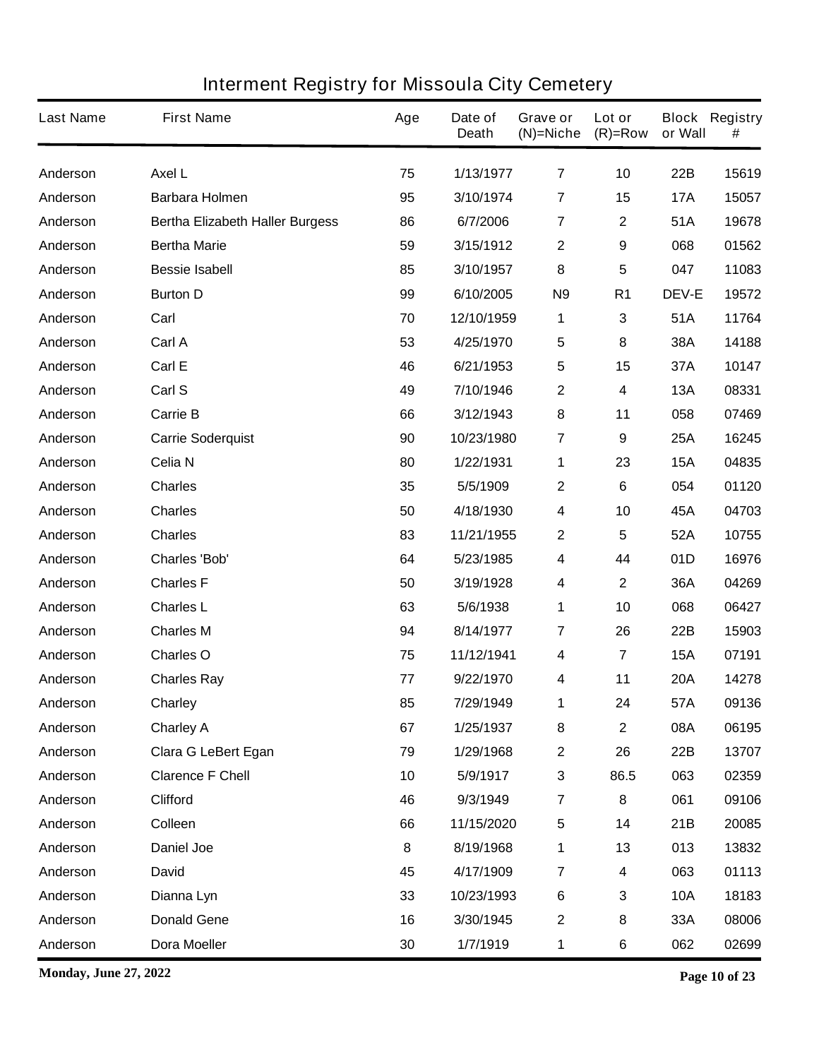# Interment Registry for Missoula City Cemetery

| Last Name | First Name | Age | Date of Death | Grave or (N)=Niche | Lot or (R)=Row | Block or Wall | Registry # |
|---|---|---|---|---|---|---|---|
| Anderson | Axel L | 75 | 1/13/1977 | 7 | 10 | 22B | 15619 |
| Anderson | Barbara Holmen | 95 | 3/10/1974 | 7 | 15 | 17A | 15057 |
| Anderson | Bertha Elizabeth Haller Burgess | 86 | 6/7/2006 | 7 | 2 | 51A | 19678 |
| Anderson | Bertha Marie | 59 | 3/15/1912 | 2 | 9 | 068 | 01562 |
| Anderson | Bessie Isabell | 85 | 3/10/1957 | 8 | 5 | 047 | 11083 |
| Anderson | Burton D | 99 | 6/10/2005 | N9 | R1 | DEV-E | 19572 |
| Anderson | Carl | 70 | 12/10/1959 | 1 | 3 | 51A | 11764 |
| Anderson | Carl A | 53 | 4/25/1970 | 5 | 8 | 38A | 14188 |
| Anderson | Carl E | 46 | 6/21/1953 | 5 | 15 | 37A | 10147 |
| Anderson | Carl S | 49 | 7/10/1946 | 2 | 4 | 13A | 08331 |
| Anderson | Carrie B | 66 | 3/12/1943 | 8 | 11 | 058 | 07469 |
| Anderson | Carrie Soderquist | 90 | 10/23/1980 | 7 | 9 | 25A | 16245 |
| Anderson | Celia N | 80 | 1/22/1931 | 1 | 23 | 15A | 04835 |
| Anderson | Charles | 35 | 5/5/1909 | 2 | 6 | 054 | 01120 |
| Anderson | Charles | 50 | 4/18/1930 | 4 | 10 | 45A | 04703 |
| Anderson | Charles | 83 | 11/21/1955 | 2 | 5 | 52A | 10755 |
| Anderson | Charles 'Bob' | 64 | 5/23/1985 | 4 | 44 | 01D | 16976 |
| Anderson | Charles F | 50 | 3/19/1928 | 4 | 2 | 36A | 04269 |
| Anderson | Charles L | 63 | 5/6/1938 | 1 | 10 | 068 | 06427 |
| Anderson | Charles M | 94 | 8/14/1977 | 7 | 26 | 22B | 15903 |
| Anderson | Charles O | 75 | 11/12/1941 | 4 | 7 | 15A | 07191 |
| Anderson | Charles Ray | 77 | 9/22/1970 | 4 | 11 | 20A | 14278 |
| Anderson | Charley | 85 | 7/29/1949 | 1 | 24 | 57A | 09136 |
| Anderson | Charley A | 67 | 1/25/1937 | 8 | 2 | 08A | 06195 |
| Anderson | Clara G LeBert Egan | 79 | 1/29/1968 | 2 | 26 | 22B | 13707 |
| Anderson | Clarence F Chell | 10 | 5/9/1917 | 3 | 86.5 | 063 | 02359 |
| Anderson | Clifford | 46 | 9/3/1949 | 7 | 8 | 061 | 09106 |
| Anderson | Colleen | 66 | 11/15/2020 | 5 | 14 | 21B | 20085 |
| Anderson | Daniel Joe | 8 | 8/19/1968 | 1 | 13 | 013 | 13832 |
| Anderson | David | 45 | 4/17/1909 | 7 | 4 | 063 | 01113 |
| Anderson | Dianna Lyn | 33 | 10/23/1993 | 6 | 3 | 10A | 18183 |
| Anderson | Donald Gene | 16 | 3/30/1945 | 2 | 8 | 33A | 08006 |
| Anderson | Dora Moeller | 30 | 1/7/1919 | 1 | 6 | 062 | 02699 |

**Monday, June 27, 2022**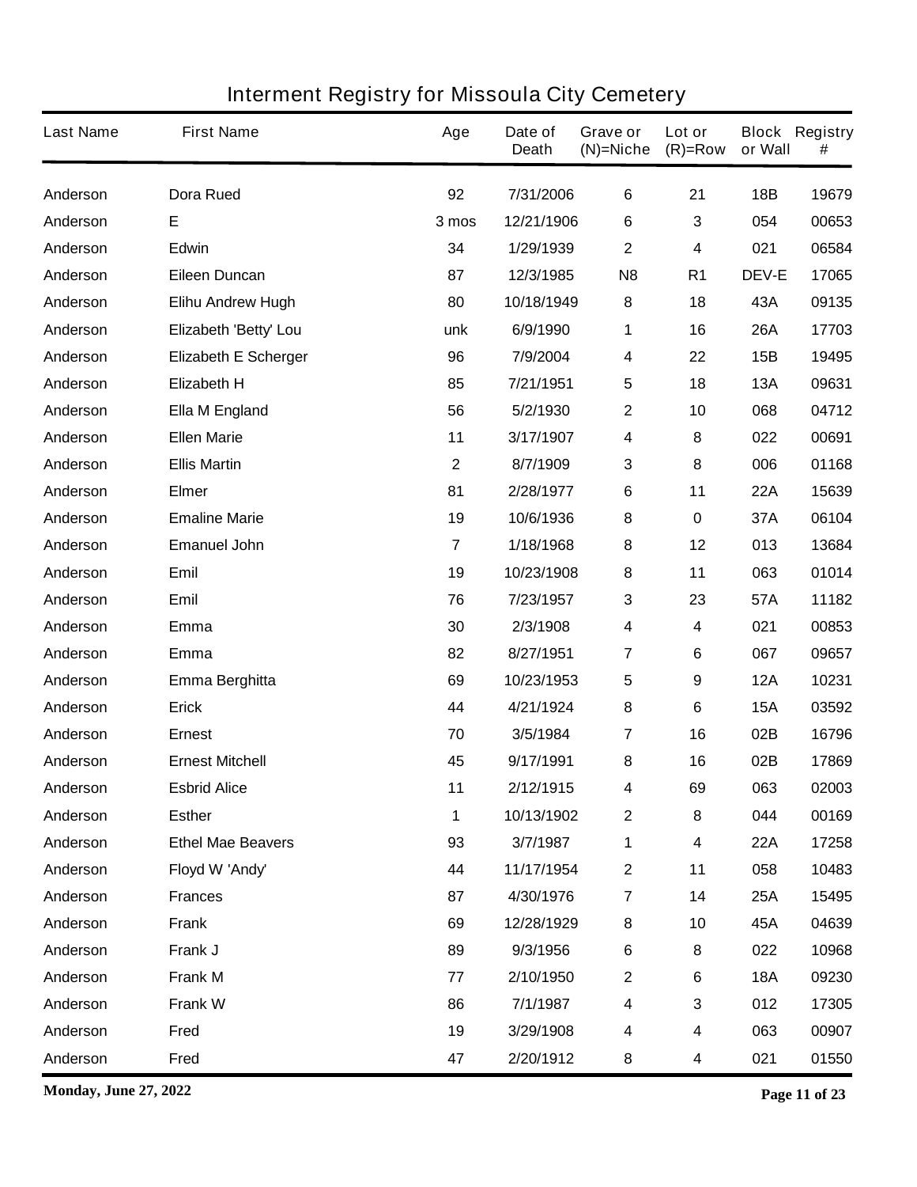# Interment Registry for Missoula City Cemetery

| Last Name | First Name | Age | Date of Death | Grave or (N)=Niche | Lot or (R)=Row | Block or Wall | Registry # |
|---|---|---|---|---|---|---|---|
| Anderson | Dora Rued | 92 | 7/31/2006 | 6 | 21 | 18B | 19679 |
| Anderson | E | 3 mos | 12/21/1906 | 6 | 3 | 054 | 00653 |
| Anderson | Edwin | 34 | 1/29/1939 | 2 | 4 | 021 | 06584 |
| Anderson | Eileen Duncan | 87 | 12/3/1985 | N8 | R1 | DEV-E | 17065 |
| Anderson | Elihu Andrew Hugh | 80 | 10/18/1949 | 8 | 18 | 43A | 09135 |
| Anderson | Elizabeth 'Betty' Lou | unk | 6/9/1990 | 1 | 16 | 26A | 17703 |
| Anderson | Elizabeth E Scherger | 96 | 7/9/2004 | 4 | 22 | 15B | 19495 |
| Anderson | Elizabeth H | 85 | 7/21/1951 | 5 | 18 | 13A | 09631 |
| Anderson | Ella M England | 56 | 5/2/1930 | 2 | 10 | 068 | 04712 |
| Anderson | Ellen Marie | 11 | 3/17/1907 | 4 | 8 | 022 | 00691 |
| Anderson | Ellis Martin | 2 | 8/7/1909 | 3 | 8 | 006 | 01168 |
| Anderson | Elmer | 81 | 2/28/1977 | 6 | 11 | 22A | 15639 |
| Anderson | Emaline Marie | 19 | 10/6/1936 | 8 | 0 | 37A | 06104 |
| Anderson | Emanuel John | 7 | 1/18/1968 | 8 | 12 | 013 | 13684 |
| Anderson | Emil | 19 | 10/23/1908 | 8 | 11 | 063 | 01014 |
| Anderson | Emil | 76 | 7/23/1957 | 3 | 23 | 57A | 11182 |
| Anderson | Emma | 30 | 2/3/1908 | 4 | 4 | 021 | 00853 |
| Anderson | Emma | 82 | 8/27/1951 | 7 | 6 | 067 | 09657 |
| Anderson | Emma Berghitta | 69 | 10/23/1953 | 5 | 9 | 12A | 10231 |
| Anderson | Erick | 44 | 4/21/1924 | 8 | 6 | 15A | 03592 |
| Anderson | Ernest | 70 | 3/5/1984 | 7 | 16 | 02B | 16796 |
| Anderson | Ernest Mitchell | 45 | 9/17/1991 | 8 | 16 | 02B | 17869 |
| Anderson | Esbrid Alice | 11 | 2/12/1915 | 4 | 69 | 063 | 02003 |
| Anderson | Esther | 1 | 10/13/1902 | 2 | 8 | 044 | 00169 |
| Anderson | Ethel Mae Beavers | 93 | 3/7/1987 | 1 | 4 | 22A | 17258 |
| Anderson | Floyd W 'Andy' | 44 | 11/17/1954 | 2 | 11 | 058 | 10483 |
| Anderson | Frances | 87 | 4/30/1976 | 7 | 14 | 25A | 15495 |
| Anderson | Frank | 69 | 12/28/1929 | 8 | 10 | 45A | 04639 |
| Anderson | Frank J | 89 | 9/3/1956 | 6 | 8 | 022 | 10968 |
| Anderson | Frank M | 77 | 2/10/1950 | 2 | 6 | 18A | 09230 |
| Anderson | Frank W | 86 | 7/1/1987 | 4 | 3 | 012 | 17305 |
| Anderson | Fred | 19 | 3/29/1908 | 4 | 4 | 063 | 00907 |
| Anderson | Fred | 47 | 2/20/1912 | 8 | 4 | 021 | 01550 |

**Monday, June 27, 2022**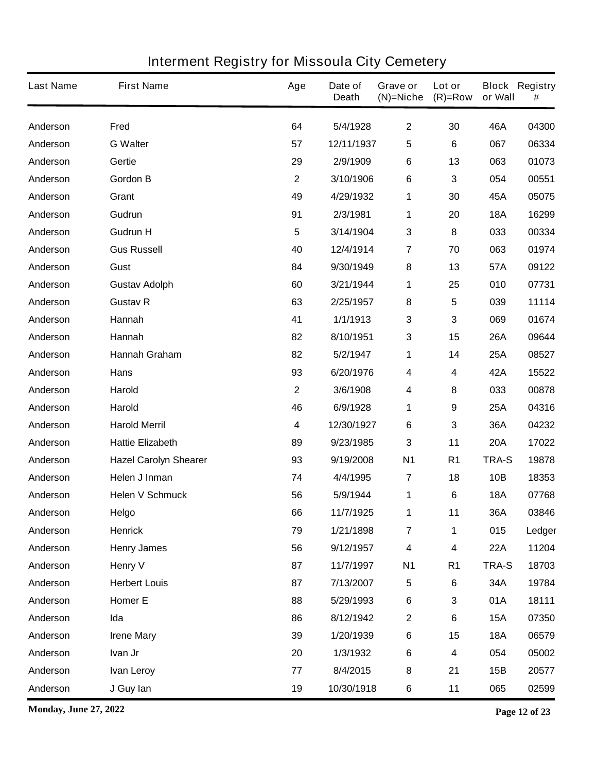# Interment Registry for Missoula City Cemetery

| Last Name | First Name | Age | Date of Death | Grave or (N)=Niche | Lot or (R)=Row | Block or Wall | Registry # |
|---|---|---|---|---|---|---|---|
| Anderson | Fred | 64 | 5/4/1928 | 2 | 30 | 46A | 04300 |
| Anderson | G Walter | 57 | 12/11/1937 | 5 | 6 | 067 | 06334 |
| Anderson | Gertie | 29 | 2/9/1909 | 6 | 13 | 063 | 01073 |
| Anderson | Gordon B | 2 | 3/10/1906 | 6 | 3 | 054 | 00551 |
| Anderson | Grant | 49 | 4/29/1932 | 1 | 30 | 45A | 05075 |
| Anderson | Gudrun | 91 | 2/3/1981 | 1 | 20 | 18A | 16299 |
| Anderson | Gudrun H | 5 | 3/14/1904 | 3 | 8 | 033 | 00334 |
| Anderson | Gus Russell | 40 | 12/4/1914 | 7 | 70 | 063 | 01974 |
| Anderson | Gust | 84 | 9/30/1949 | 8 | 13 | 57A | 09122 |
| Anderson | Gustav Adolph | 60 | 3/21/1944 | 1 | 25 | 010 | 07731 |
| Anderson | Gustav R | 63 | 2/25/1957 | 8 | 5 | 039 | 11114 |
| Anderson | Hannah | 41 | 1/1/1913 | 3 | 3 | 069 | 01674 |
| Anderson | Hannah | 82 | 8/10/1951 | 3 | 15 | 26A | 09644 |
| Anderson | Hannah Graham | 82 | 5/2/1947 | 1 | 14 | 25A | 08527 |
| Anderson | Hans | 93 | 6/20/1976 | 4 | 4 | 42A | 15522 |
| Anderson | Harold | 2 | 3/6/1908 | 4 | 8 | 033 | 00878 |
| Anderson | Harold | 46 | 6/9/1928 | 1 | 9 | 25A | 04316 |
| Anderson | Harold Merril | 4 | 12/30/1927 | 6 | 3 | 36A | 04232 |
| Anderson | Hattie Elizabeth | 89 | 9/23/1985 | 3 | 11 | 20A | 17022 |
| Anderson | Hazel Carolyn Shearer | 93 | 9/19/2008 | N1 | R1 | TRA-S | 19878 |
| Anderson | Helen J Inman | 74 | 4/4/1995 | 7 | 18 | 10B | 18353 |
| Anderson | Helen V Schmuck | 56 | 5/9/1944 | 1 | 6 | 18A | 07768 |
| Anderson | Helgo | 66 | 11/7/1925 | 1 | 11 | 36A | 03846 |
| Anderson | Henrick | 79 | 1/21/1898 | 7 | 1 | 015 | Ledger |
| Anderson | Henry James | 56 | 9/12/1957 | 4 | 4 | 22A | 11204 |
| Anderson | Henry V | 87 | 11/7/1997 | N1 | R1 | TRA-S | 18703 |
| Anderson | Herbert Louis | 87 | 7/13/2007 | 5 | 6 | 34A | 19784 |
| Anderson | Homer E | 88 | 5/29/1993 | 6 | 3 | 01A | 18111 |
| Anderson | Ida | 86 | 8/12/1942 | 2 | 6 | 15A | 07350 |
| Anderson | Irene Mary | 39 | 1/20/1939 | 6 | 15 | 18A | 06579 |
| Anderson | Ivan Jr | 20 | 1/3/1932 | 6 | 4 | 054 | 05002 |
| Anderson | Ivan Leroy | 77 | 8/4/2015 | 8 | 21 | 15B | 20577 |
| Anderson | J Guy Ian | 19 | 10/30/1918 | 6 | 11 | 065 | 02599 |

**Monday, June 27, 2022**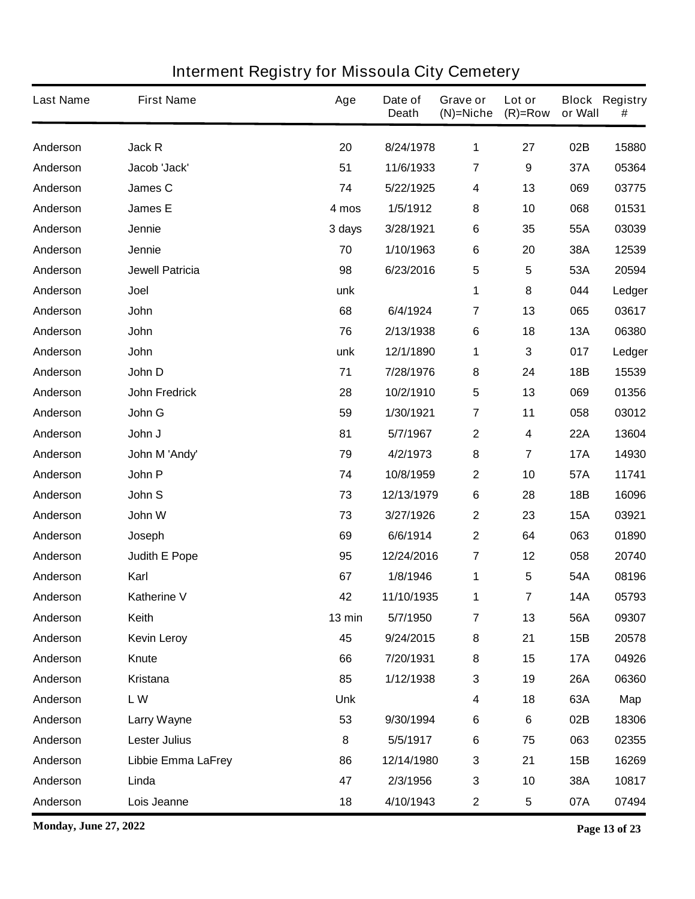# Interment Registry for Missoula City Cemetery

| Last Name | First Name | Age | Date of Death | Grave or (N)=Niche | Lot or (R)=Row | Block or Wall | Registry # |
|---|---|---|---|---|---|---|---|
| Anderson | Jack R | 20 | 8/24/1978 | 1 | 27 | 02B | 15880 |
| Anderson | Jacob 'Jack' | 51 | 11/6/1933 | 7 | 9 | 37A | 05364 |
| Anderson | James C | 74 | 5/22/1925 | 4 | 13 | 069 | 03775 |
| Anderson | James E | 4 mos | 1/5/1912 | 8 | 10 | 068 | 01531 |
| Anderson | Jennie | 3 days | 3/28/1921 | 6 | 35 | 55A | 03039 |
| Anderson | Jennie | 70 | 1/10/1963 | 6 | 20 | 38A | 12539 |
| Anderson | Jewell Patricia | 98 | 6/23/2016 | 5 | 5 | 53A | 20594 |
| Anderson | Joel | unk | | 1 | 8 | 044 | Ledger |
| Anderson | John | 68 | 6/4/1924 | 7 | 13 | 065 | 03617 |
| Anderson | John | 76 | 2/13/1938 | 6 | 18 | 13A | 06380 |
| Anderson | John | unk | 12/1/1890 | 1 | 3 | 017 | Ledger |
| Anderson | John D | 71 | 7/28/1976 | 8 | 24 | 18B | 15539 |
| Anderson | John Fredrick | 28 | 10/2/1910 | 5 | 13 | 069 | 01356 |
| Anderson | John G | 59 | 1/30/1921 | 7 | 11 | 058 | 03012 |
| Anderson | John J | 81 | 5/7/1967 | 2 | 4 | 22A | 13604 |
| Anderson | John M 'Andy' | 79 | 4/2/1973 | 8 | 7 | 17A | 14930 |
| Anderson | John P | 74 | 10/8/1959 | 2 | 10 | 57A | 11741 |
| Anderson | John S | 73 | 12/13/1979 | 6 | 28 | 18B | 16096 |
| Anderson | John W | 73 | 3/27/1926 | 2 | 23 | 15A | 03921 |
| Anderson | Joseph | 69 | 6/6/1914 | 2 | 64 | 063 | 01890 |
| Anderson | Judith E Pope | 95 | 12/24/2016 | 7 | 12 | 058 | 20740 |
| Anderson | Karl | 67 | 1/8/1946 | 1 | 5 | 54A | 08196 |
| Anderson | Katherine V | 42 | 11/10/1935 | 1 | 7 | 14A | 05793 |
| Anderson | Keith | 13 min | 5/7/1950 | 7 | 13 | 56A | 09307 |
| Anderson | Kevin Leroy | 45 | 9/24/2015 | 8 | 21 | 15B | 20578 |
| Anderson | Knute | 66 | 7/20/1931 | 8 | 15 | 17A | 04926 |
| Anderson | Kristana | 85 | 1/12/1938 | 3 | 19 | 26A | 06360 |
| Anderson | L W | Unk | | 4 | 18 | 63A | Map |
| Anderson | Larry Wayne | 53 | 9/30/1994 | 6 | 6 | 02B | 18306 |
| Anderson | Lester Julius | 8 | 5/5/1917 | 6 | 75 | 063 | 02355 |
| Anderson | Libbie Emma LaFrey | 86 | 12/14/1980 | 3 | 21 | 15B | 16269 |
| Anderson | Linda | 47 | 2/3/1956 | 3 | 10 | 38A | 10817 |
| Anderson | Lois Jeanne | 18 | 4/10/1943 | 2 | 5 | 07A | 07494 |

**Monday, June 27, 2022**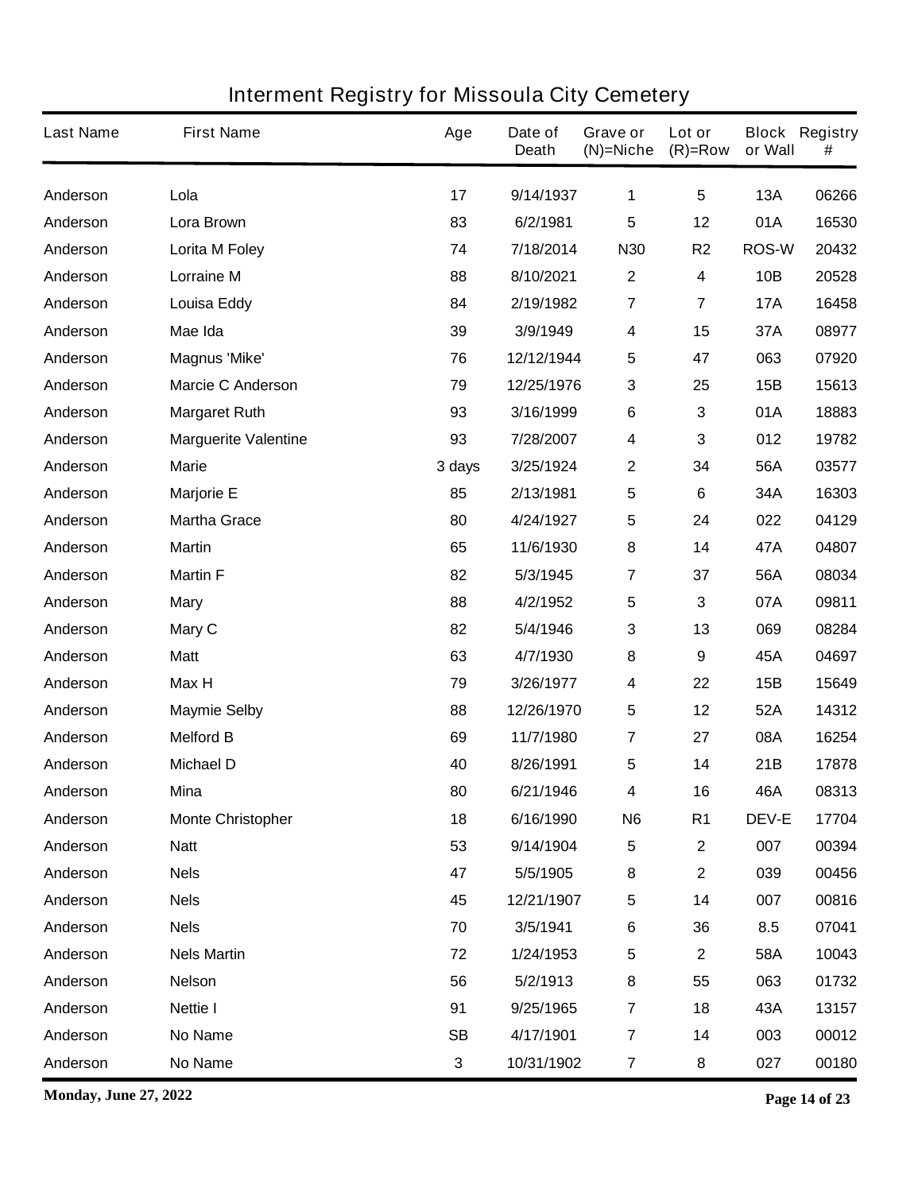# Interment Registry for Missoula City Cemetery

| Last Name | First Name | Age | Date of Death | Grave or (N)=Niche | Lot or (R)=Row | Block or Wall | Registry # |
|---|---|---|---|---|---|---|---|
| Anderson | Lola | 17 | 9/14/1937 | 1 | 5 | 13A | 06266 |
| Anderson | Lora Brown | 83 | 6/2/1981 | 5 | 12 | 01A | 16530 |
| Anderson | Lorita M Foley | 74 | 7/18/2014 | N30 | R2 | ROS-W | 20432 |
| Anderson | Lorraine M | 88 | 8/10/2021 | 2 | 4 | 10B | 20528 |
| Anderson | Louisa Eddy | 84 | 2/19/1982 | 7 | 7 | 17A | 16458 |
| Anderson | Mae Ida | 39 | 3/9/1949 | 4 | 15 | 37A | 08977 |
| Anderson | Magnus 'Mike' | 76 | 12/12/1944 | 5 | 47 | 063 | 07920 |
| Anderson | Marcie C Anderson | 79 | 12/25/1976 | 3 | 25 | 15B | 15613 |
| Anderson | Margaret Ruth | 93 | 3/16/1999 | 6 | 3 | 01A | 18883 |
| Anderson | Marguerite Valentine | 93 | 7/28/2007 | 4 | 3 | 012 | 19782 |
| Anderson | Marie | 3 days | 3/25/1924 | 2 | 34 | 56A | 03577 |
| Anderson | Marjorie E | 85 | 2/13/1981 | 5 | 6 | 34A | 16303 |
| Anderson | Martha Grace | 80 | 4/24/1927 | 5 | 24 | 022 | 04129 |
| Anderson | Martin | 65 | 11/6/1930 | 8 | 14 | 47A | 04807 |
| Anderson | Martin F | 82 | 5/3/1945 | 7 | 37 | 56A | 08034 |
| Anderson | Mary | 88 | 4/2/1952 | 5 | 3 | 07A | 09811 |
| Anderson | Mary C | 82 | 5/4/1946 | 3 | 13 | 069 | 08284 |
| Anderson | Matt | 63 | 4/7/1930 | 8 | 9 | 45A | 04697 |
| Anderson | Max H | 79 | 3/26/1977 | 4 | 22 | 15B | 15649 |
| Anderson | Maymie Selby | 88 | 12/26/1970 | 5 | 12 | 52A | 14312 |
| Anderson | Melford B | 69 | 11/7/1980 | 7 | 27 | 08A | 16254 |
| Anderson | Michael D | 40 | 8/26/1991 | 5 | 14 | 21B | 17878 |
| Anderson | Mina | 80 | 6/21/1946 | 4 | 16 | 46A | 08313 |
| Anderson | Monte Christopher | 18 | 6/16/1990 | N6 | R1 | DEV-E | 17704 |
| Anderson | Natt | 53 | 9/14/1904 | 5 | 2 | 007 | 00394 |
| Anderson | Nels | 47 | 5/5/1905 | 8 | 2 | 039 | 00456 |
| Anderson | Nels | 45 | 12/21/1907 | 5 | 14 | 007 | 00816 |
| Anderson | Nels | 70 | 3/5/1941 | 6 | 36 | 8.5 | 07041 |
| Anderson | Nels Martin | 72 | 1/24/1953 | 5 | 2 | 58A | 10043 |
| Anderson | Nelson | 56 | 5/2/1913 | 8 | 55 | 063 | 01732 |
| Anderson | Nettie I | 91 | 9/25/1965 | 7 | 18 | 43A | 13157 |
| Anderson | No Name | SB | 4/17/1901 | 7 | 14 | 003 | 00012 |
| Anderson | No Name | 3 | 10/31/1902 | 7 | 8 | 027 | 00180 |

**Monday, June 27, 2022**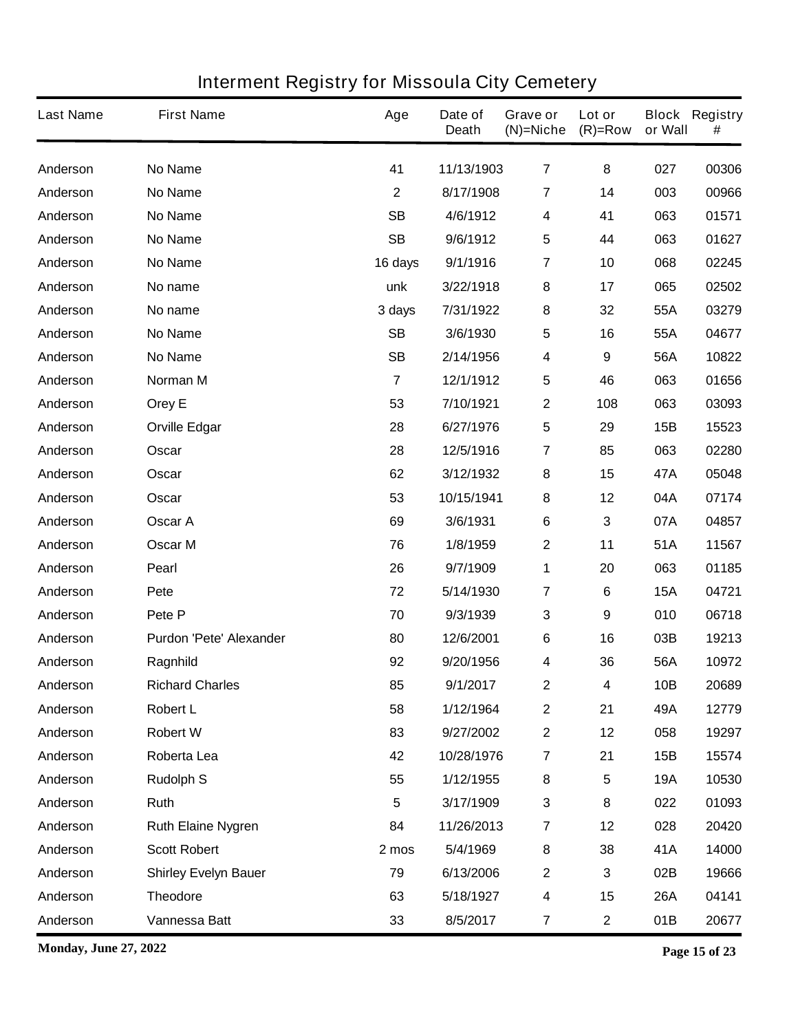# Interment Registry for Missoula City Cemetery

| Last Name | First Name | Age | Date of Death | Grave or (N)=Niche | Lot or (R)=Row | Block or Wall | Registry # |
|---|---|---|---|---|---|---|---|
| Anderson | No Name | 41 | 11/13/1903 | 7 | 8 | 027 | 00306 |
| Anderson | No Name | 2 | 8/17/1908 | 7 | 14 | 003 | 00966 |
| Anderson | No Name | SB | 4/6/1912 | 4 | 41 | 063 | 01571 |
| Anderson | No Name | SB | 9/6/1912 | 5 | 44 | 063 | 01627 |
| Anderson | No Name | 16 days | 9/1/1916 | 7 | 10 | 068 | 02245 |
| Anderson | No name | unk | 3/22/1918 | 8 | 17 | 065 | 02502 |
| Anderson | No name | 3 days | 7/31/1922 | 8 | 32 | 55A | 03279 |
| Anderson | No Name | SB | 3/6/1930 | 5 | 16 | 55A | 04677 |
| Anderson | No Name | SB | 2/14/1956 | 4 | 9 | 56A | 10822 |
| Anderson | Norman M | 7 | 12/1/1912 | 5 | 46 | 063 | 01656 |
| Anderson | Orey E | 53 | 7/10/1921 | 2 | 108 | 063 | 03093 |
| Anderson | Orville Edgar | 28 | 6/27/1976 | 5 | 29 | 15B | 15523 |
| Anderson | Oscar | 28 | 12/5/1916 | 7 | 85 | 063 | 02280 |
| Anderson | Oscar | 62 | 3/12/1932 | 8 | 15 | 47A | 05048 |
| Anderson | Oscar | 53 | 10/15/1941 | 8 | 12 | 04A | 07174 |
| Anderson | Oscar A | 69 | 3/6/1931 | 6 | 3 | 07A | 04857 |
| Anderson | Oscar M | 76 | 1/8/1959 | 2 | 11 | 51A | 11567 |
| Anderson | Pearl | 26 | 9/7/1909 | 1 | 20 | 063 | 01185 |
| Anderson | Pete | 72 | 5/14/1930 | 7 | 6 | 15A | 04721 |
| Anderson | Pete P | 70 | 9/3/1939 | 3 | 9 | 010 | 06718 |
| Anderson | Purdon 'Pete' Alexander | 80 | 12/6/2001 | 6 | 16 | 03B | 19213 |
| Anderson | Ragnhild | 92 | 9/20/1956 | 4 | 36 | 56A | 10972 |
| Anderson | Richard Charles | 85 | 9/1/2017 | 2 | 4 | 10B | 20689 |
| Anderson | Robert L | 58 | 1/12/1964 | 2 | 21 | 49A | 12779 |
| Anderson | Robert W | 83 | 9/27/2002 | 2 | 12 | 058 | 19297 |
| Anderson | Roberta Lea | 42 | 10/28/1976 | 7 | 21 | 15B | 15574 |
| Anderson | Rudolph S | 55 | 1/12/1955 | 8 | 5 | 19A | 10530 |
| Anderson | Ruth | 5 | 3/17/1909 | 3 | 8 | 022 | 01093 |
| Anderson | Ruth Elaine Nygren | 84 | 11/26/2013 | 7 | 12 | 028 | 20420 |
| Anderson | Scott Robert | 2 mos | 5/4/1969 | 8 | 38 | 41A | 14000 |
| Anderson | Shirley Evelyn Bauer | 79 | 6/13/2006 | 2 | 3 | 02B | 19666 |
| Anderson | Theodore | 63 | 5/18/1927 | 4 | 15 | 26A | 04141 |
| Anderson | Vannessa Batt | 33 | 8/5/2017 | 7 | 2 | 01B | 20677 |

**Monday, June 27, 2022**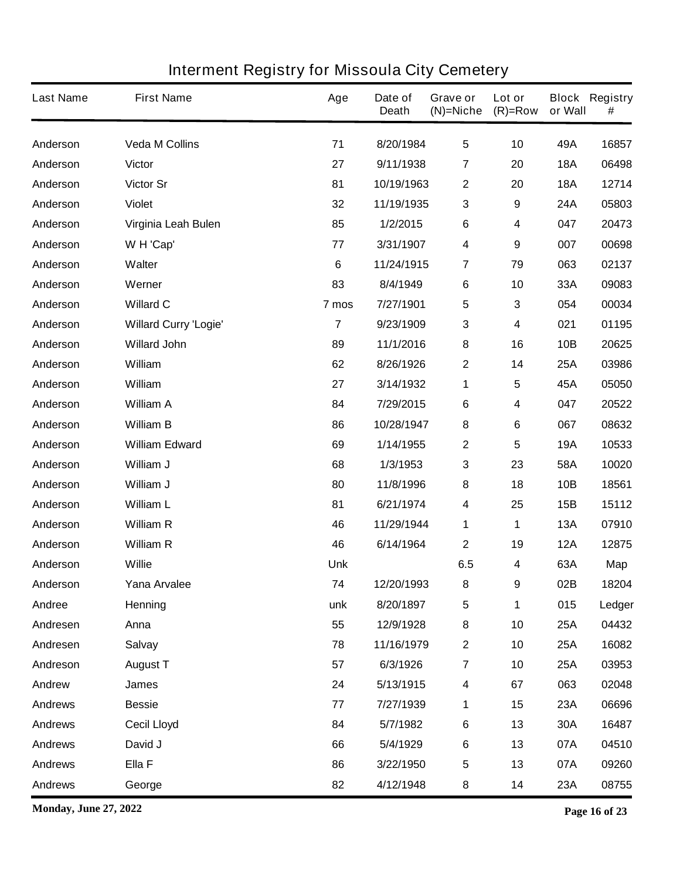# Interment Registry for Missoula City Cemetery

| Last Name | First Name | Age | Date of Death | Grave or (N)=Niche | Lot or (R)=Row | Block or Wall | Registry # |
|---|---|---|---|---|---|---|---|
| Anderson | Veda M Collins | 71 | 8/20/1984 | 5 | 10 | 49A | 16857 |
| Anderson | Victor | 27 | 9/11/1938 | 7 | 20 | 18A | 06498 |
| Anderson | Victor Sr | 81 | 10/19/1963 | 2 | 20 | 18A | 12714 |
| Anderson | Violet | 32 | 11/19/1935 | 3 | 9 | 24A | 05803 |
| Anderson | Virginia Leah Bulen | 85 | 1/2/2015 | 6 | 4 | 047 | 20473 |
| Anderson | W H 'Cap' | 77 | 3/31/1907 | 4 | 9 | 007 | 00698 |
| Anderson | Walter | 6 | 11/24/1915 | 7 | 79 | 063 | 02137 |
| Anderson | Werner | 83 | 8/4/1949 | 6 | 10 | 33A | 09083 |
| Anderson | Willard C | 7 mos | 7/27/1901 | 5 | 3 | 054 | 00034 |
| Anderson | Willard Curry 'Logie' | 7 | 9/23/1909 | 3 | 4 | 021 | 01195 |
| Anderson | Willard John | 89 | 11/1/2016 | 8 | 16 | 10B | 20625 |
| Anderson | William | 62 | 8/26/1926 | 2 | 14 | 25A | 03986 |
| Anderson | William | 27 | 3/14/1932 | 1 | 5 | 45A | 05050 |
| Anderson | William A | 84 | 7/29/2015 | 6 | 4 | 047 | 20522 |
| Anderson | William B | 86 | 10/28/1947 | 8 | 6 | 067 | 08632 |
| Anderson | William Edward | 69 | 1/14/1955 | 2 | 5 | 19A | 10533 |
| Anderson | William J | 68 | 1/3/1953 | 3 | 23 | 58A | 10020 |
| Anderson | William J | 80 | 11/8/1996 | 8 | 18 | 10B | 18561 |
| Anderson | William L | 81 | 6/21/1974 | 4 | 25 | 15B | 15112 |
| Anderson | William R | 46 | 11/29/1944 | 1 | 1 | 13A | 07910 |
| Anderson | William R | 46 | 6/14/1964 | 2 | 19 | 12A | 12875 |
| Anderson | Willie | Unk | | 6.5 | 4 | 63A | Map |
| Anderson | Yana Arvalee | 74 | 12/20/1993 | 8 | 9 | 02B | 18204 |
| Andree | Henning | unk | 8/20/1897 | 5 | 1 | 015 | Ledger |
| Andresen | Anna | 55 | 12/9/1928 | 8 | 10 | 25A | 04432 |
| Andresen | Salvay | 78 | 11/16/1979 | 2 | 10 | 25A | 16082 |
| Andreson | August T | 57 | 6/3/1926 | 7 | 10 | 25A | 03953 |
| Andrew | James | 24 | 5/13/1915 | 4 | 67 | 063 | 02048 |
| Andrews | Bessie | 77 | 7/27/1939 | 1 | 15 | 23A | 06696 |
| Andrews | Cecil Lloyd | 84 | 5/7/1982 | 6 | 13 | 30A | 16487 |
| Andrews | David J | 66 | 5/4/1929 | 6 | 13 | 07A | 04510 |
| Andrews | Ella F | 86 | 3/22/1950 | 5 | 13 | 07A | 09260 |
| Andrews | George | 82 | 4/12/1948 | 8 | 14 | 23A | 08755 |

**Monday, June 27, 2022**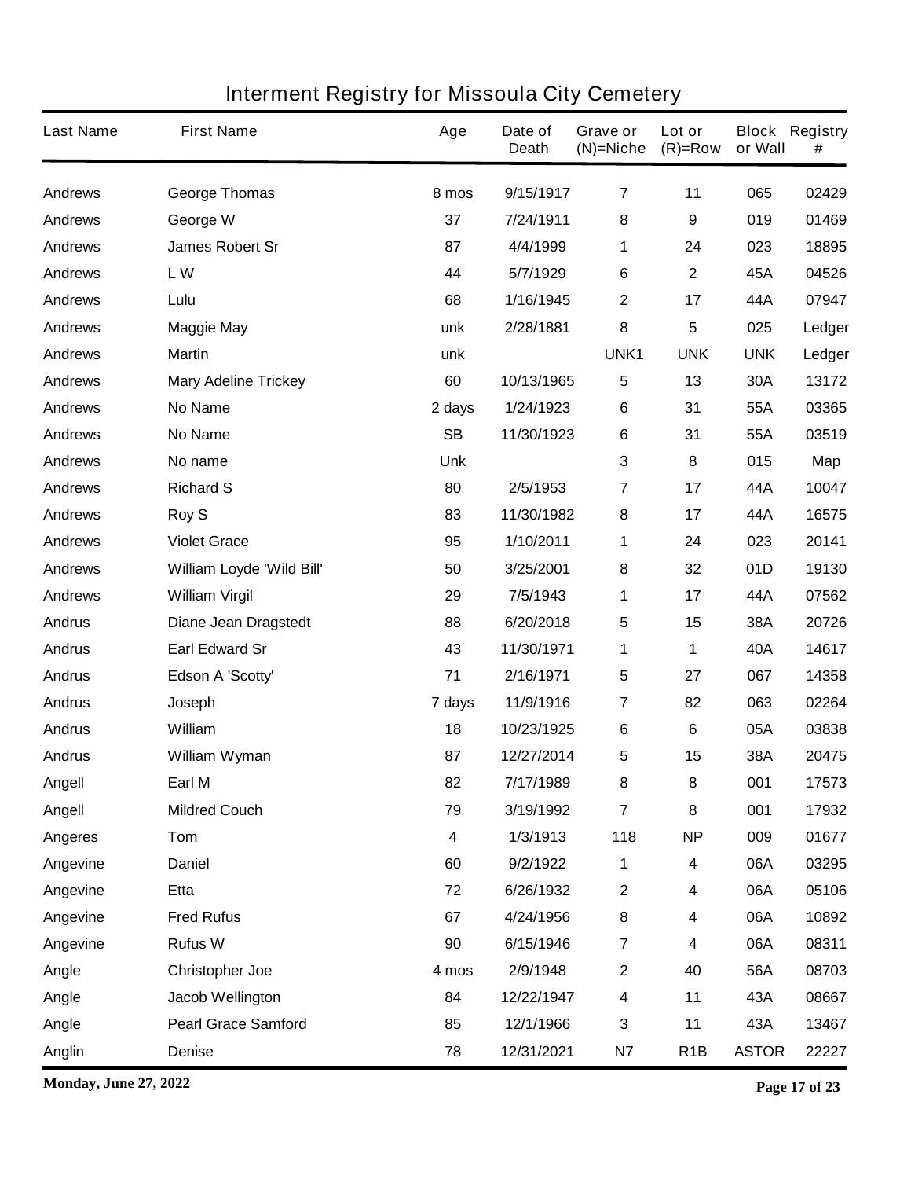# Interment Registry for Missoula City Cemetery

| Last Name | First Name | Age | Date of Death | Grave or (N)=Niche | Lot or (R)=Row | Block or Wall | Registry # |
|---|---|---|---|---|---|---|---|
| Andrews | George Thomas | 8 mos | 9/15/1917 | 7 | 11 | 065 | 02429 |
| Andrews | George W | 37 | 7/24/1911 | 8 | 9 | 019 | 01469 |
| Andrews | James Robert Sr | 87 | 4/4/1999 | 1 | 24 | 023 | 18895 |
| Andrews | L W | 44 | 5/7/1929 | 6 | 2 | 45A | 04526 |
| Andrews | Lulu | 68 | 1/16/1945 | 2 | 17 | 44A | 07947 |
| Andrews | Maggie May | unk | 2/28/1881 | 8 | 5 | 025 | Ledger |
| Andrews | Martin | unk | | UNK1 | UNK | UNK | Ledger |
| Andrews | Mary Adeline Trickey | 60 | 10/13/1965 | 5 | 13 | 30A | 13172 |
| Andrews | No Name | 2 days | 1/24/1923 | 6 | 31 | 55A | 03365 |
| Andrews | No Name | SB | 11/30/1923 | 6 | 31 | 55A | 03519 |
| Andrews | No name | Unk | | 3 | 8 | 015 | Map |
| Andrews | Richard S | 80 | 2/5/1953 | 7 | 17 | 44A | 10047 |
| Andrews | Roy S | 83 | 11/30/1982 | 8 | 17 | 44A | 16575 |
| Andrews | Violet Grace | 95 | 1/10/2011 | 1 | 24 | 023 | 20141 |
| Andrews | William Loyde 'Wild Bill' | 50 | 3/25/2001 | 8 | 32 | 01D | 19130 |
| Andrews | William Virgil | 29 | 7/5/1943 | 1 | 17 | 44A | 07562 |
| Andrus | Diane Jean Dragstedt | 88 | 6/20/2018 | 5 | 15 | 38A | 20726 |
| Andrus | Earl Edward Sr | 43 | 11/30/1971 | 1 | 1 | 40A | 14617 |
| Andrus | Edson A 'Scotty' | 71 | 2/16/1971 | 5 | 27 | 067 | 14358 |
| Andrus | Joseph | 7 days | 11/9/1916 | 7 | 82 | 063 | 02264 |
| Andrus | William | 18 | 10/23/1925 | 6 | 6 | 05A | 03838 |
| Andrus | William Wyman | 87 | 12/27/2014 | 5 | 15 | 38A | 20475 |
| Angell | Earl M | 82 | 7/17/1989 | 8 | 8 | 001 | 17573 |
| Angell | Mildred Couch | 79 | 3/19/1992 | 7 | 8 | 001 | 17932 |
| Angeres | Tom | 4 | 1/3/1913 | 118 | NP | 009 | 01677 |
| Angevine | Daniel | 60 | 9/2/1922 | 1 | 4 | 06A | 03295 |
| Angevine | Etta | 72 | 6/26/1932 | 2 | 4 | 06A | 05106 |
| Angevine | Fred Rufus | 67 | 4/24/1956 | 8 | 4 | 06A | 10892 |
| Angevine | Rufus W | 90 | 6/15/1946 | 7 | 4 | 06A | 08311 |
| Angle | Christopher Joe | 4 mos | 2/9/1948 | 2 | 40 | 56A | 08703 |
| Angle | Jacob Wellington | 84 | 12/22/1947 | 4 | 11 | 43A | 08667 |
| Angle | Pearl Grace Samford | 85 | 12/1/1966 | 3 | 11 | 43A | 13467 |
| Anglin | Denise | 78 | 12/31/2021 | N7 | R1B | ASTOR | 22227 |

**Monday, June 27, 2022**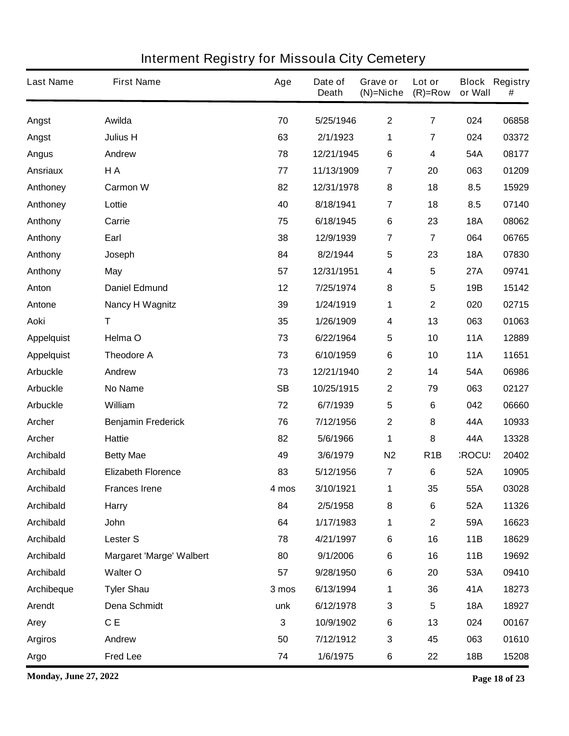# Interment Registry for Missoula City Cemetery

| Last Name | First Name | Age | Date of Death | Grave or (N)=Niche | Lot or (R)=Row | Block or Wall | Registry # |
|---|---|---|---|---|---|---|---|
| Angst | Awilda | 70 | 5/25/1946 | 2 | 7 | 024 | 06858 |
| Angst | Julius H | 63 | 2/1/1923 | 1 | 7 | 024 | 03372 |
| Angus | Andrew | 78 | 12/21/1945 | 6 | 4 | 54A | 08177 |
| Ansriaux | H A | 77 | 11/13/1909 | 7 | 20 | 063 | 01209 |
| Anthoney | Carmon W | 82 | 12/31/1978 | 8 | 18 | 8.5 | 15929 |
| Anthoney | Lottie | 40 | 8/18/1941 | 7 | 18 | 8.5 | 07140 |
| Anthony | Carrie | 75 | 6/18/1945 | 6 | 23 | 18A | 08062 |
| Anthony | Earl | 38 | 12/9/1939 | 7 | 7 | 064 | 06765 |
| Anthony | Joseph | 84 | 8/2/1944 | 5 | 23 | 18A | 07830 |
| Anthony | May | 57 | 12/31/1951 | 4 | 5 | 27A | 09741 |
| Anton | Daniel Edmund | 12 | 7/25/1974 | 8 | 5 | 19B | 15142 |
| Antone | Nancy H Wagnitz | 39 | 1/24/1919 | 1 | 2 | 020 | 02715 |
| Aoki | T | 35 | 1/26/1909 | 4 | 13 | 063 | 01063 |
| Appelquist | Helma O | 73 | 6/22/1964 | 5 | 10 | 11A | 12889 |
| Appelquist | Theodore A | 73 | 6/10/1959 | 6 | 10 | 11A | 11651 |
| Arbuckle | Andrew | 73 | 12/21/1940 | 2 | 14 | 54A | 06986 |
| Arbuckle | No Name | SB | 10/25/1915 | 2 | 79 | 063 | 02127 |
| Arbuckle | William | 72 | 6/7/1939 | 5 | 6 | 042 | 06660 |
| Archer | Benjamin Frederick | 76 | 7/12/1956 | 2 | 8 | 44A | 10933 |
| Archer | Hattie | 82 | 5/6/1966 | 1 | 8 | 44A | 13328 |
| Archibald | Betty Mae | 49 | 3/6/1979 | N2 | R1B | :ROCU! | 20402 |
| Archibald | Elizabeth Florence | 83 | 5/12/1956 | 7 | 6 | 52A | 10905 |
| Archibald | Frances Irene | 4 mos | 3/10/1921 | 1 | 35 | 55A | 03028 |
| Archibald | Harry | 84 | 2/5/1958 | 8 | 6 | 52A | 11326 |
| Archibald | John | 64 | 1/17/1983 | 1 | 2 | 59A | 16623 |
| Archibald | Lester S | 78 | 4/21/1997 | 6 | 16 | 11B | 18629 |
| Archibald | Margaret 'Marge' Walbert | 80 | 9/1/2006 | 6 | 16 | 11B | 19692 |
| Archibald | Walter O | 57 | 9/28/1950 | 6 | 20 | 53A | 09410 |
| Archibeque | Tyler Shau | 3 mos | 6/13/1994 | 1 | 36 | 41A | 18273 |
| Arendt | Dena Schmidt | unk | 6/12/1978 | 3 | 5 | 18A | 18927 |
| Arey | C E | 3 | 10/9/1902 | 6 | 13 | 024 | 00167 |
| Argiros | Andrew | 50 | 7/12/1912 | 3 | 45 | 063 | 01610 |
| Argo | Fred Lee | 74 | 1/6/1975 | 6 | 22 | 18B | 15208 |

**Monday, June 27, 2022**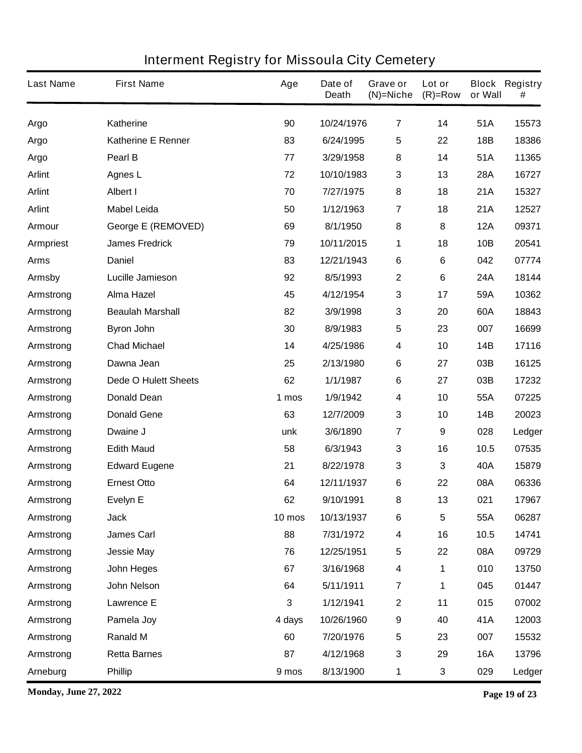# Interment Registry for Missoula City Cemetery

| Last Name | First Name | Age | Date of Death | Grave or (N)=Niche | Lot or (R)=Row | Block or Wall | Registry # |
|---|---|---|---|---|---|---|---|
| Argo | Katherine | 90 | 10/24/1976 | 7 | 14 | 51A | 15573 |
| Argo | Katherine E Renner | 83 | 6/24/1995 | 5 | 22 | 18B | 18386 |
| Argo | Pearl B | 77 | 3/29/1958 | 8 | 14 | 51A | 11365 |
| Arlint | Agnes L | 72 | 10/10/1983 | 3 | 13 | 28A | 16727 |
| Arlint | Albert I | 70 | 7/27/1975 | 8 | 18 | 21A | 15327 |
| Arlint | Mabel Leida | 50 | 1/12/1963 | 7 | 18 | 21A | 12527 |
| Armour | George E (REMOVED) | 69 | 8/1/1950 | 8 | 8 | 12A | 09371 |
| Armpriest | James Fredrick | 79 | 10/11/2015 | 1 | 18 | 10B | 20541 |
| Arms | Daniel | 83 | 12/21/1943 | 6 | 6 | 042 | 07774 |
| Armsby | Lucille Jamieson | 92 | 8/5/1993 | 2 | 6 | 24A | 18144 |
| Armstrong | Alma Hazel | 45 | 4/12/1954 | 3 | 17 | 59A | 10362 |
| Armstrong | Beaulah Marshall | 82 | 3/9/1998 | 3 | 20 | 60A | 18843 |
| Armstrong | Byron John | 30 | 8/9/1983 | 5 | 23 | 007 | 16699 |
| Armstrong | Chad Michael | 14 | 4/25/1986 | 4 | 10 | 14B | 17116 |
| Armstrong | Dawna Jean | 25 | 2/13/1980 | 6 | 27 | 03B | 16125 |
| Armstrong | Dede O Hulett Sheets | 62 | 1/1/1987 | 6 | 27 | 03B | 17232 |
| Armstrong | Donald Dean | 1 mos | 1/9/1942 | 4 | 10 | 55A | 07225 |
| Armstrong | Donald Gene | 63 | 12/7/2009 | 3 | 10 | 14B | 20023 |
| Armstrong | Dwaine J | unk | 3/6/1890 | 7 | 9 | 028 | Ledger |
| Armstrong | Edith Maud | 58 | 6/3/1943 | 3 | 16 | 10.5 | 07535 |
| Armstrong | Edward Eugene | 21 | 8/22/1978 | 3 | 3 | 40A | 15879 |
| Armstrong | Ernest Otto | 64 | 12/11/1937 | 6 | 22 | 08A | 06336 |
| Armstrong | Evelyn E | 62 | 9/10/1991 | 8 | 13 | 021 | 17967 |
| Armstrong | Jack | 10 mos | 10/13/1937 | 6 | 5 | 55A | 06287 |
| Armstrong | James Carl | 88 | 7/31/1972 | 4 | 16 | 10.5 | 14741 |
| Armstrong | Jessie May | 76 | 12/25/1951 | 5 | 22 | 08A | 09729 |
| Armstrong | John Heges | 67 | 3/16/1968 | 4 | 1 | 010 | 13750 |
| Armstrong | John Nelson | 64 | 5/11/1911 | 7 | 1 | 045 | 01447 |
| Armstrong | Lawrence E | 3 | 1/12/1941 | 2 | 11 | 015 | 07002 |
| Armstrong | Pamela Joy | 4 days | 10/26/1960 | 9 | 40 | 41A | 12003 |
| Armstrong | Ranald M | 60 | 7/20/1976 | 5 | 23 | 007 | 15532 |
| Armstrong | Retta Barnes | 87 | 4/12/1968 | 3 | 29 | 16A | 13796 |
| Arneburg | Phillip | 9 mos | 8/13/1900 | 1 | 3 | 029 | Ledger |

**Monday, June 27, 2022**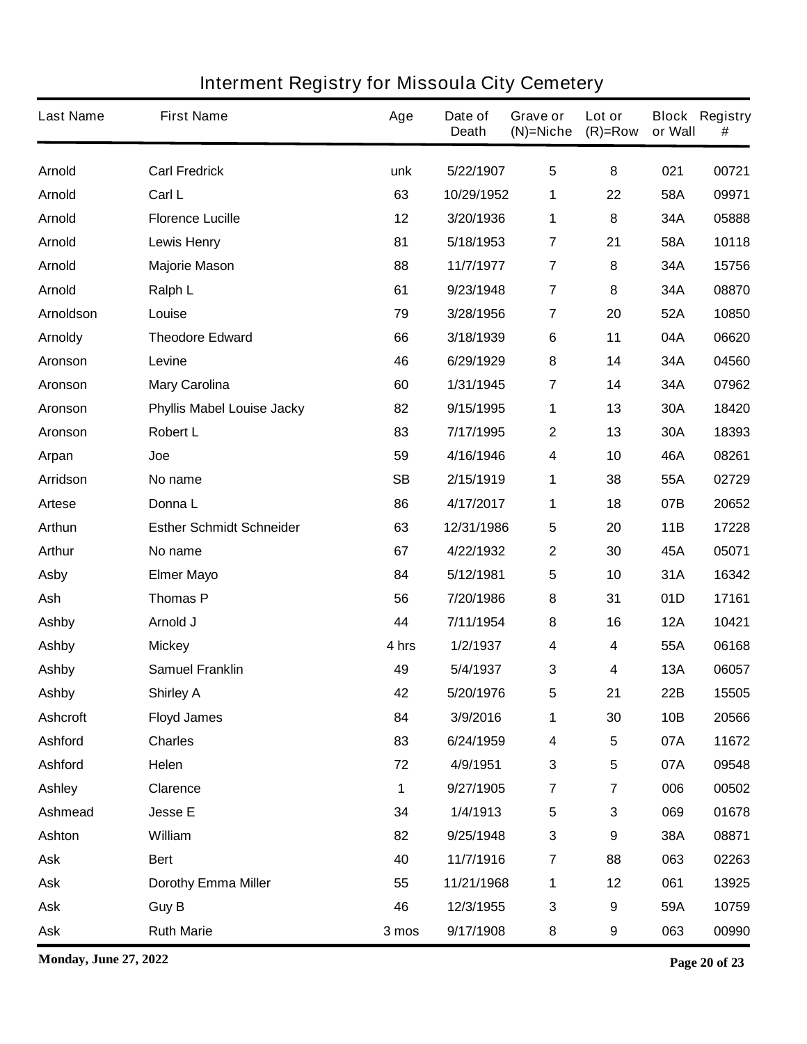# Interment Registry for Missoula City Cemetery

| Last Name | First Name | Age | Date of Death | Grave or (N)=Niche | Lot or (R)=Row | Block or Wall | Registry # |
|---|---|---|---|---|---|---|---|
| Arnold | Carl Fredrick | unk | 5/22/1907 | 5 | 8 | 021 | 00721 |
| Arnold | Carl L | 63 | 10/29/1952 | 1 | 22 | 58A | 09971 |
| Arnold | Florence Lucille | 12 | 3/20/1936 | 1 | 8 | 34A | 05888 |
| Arnold | Lewis Henry | 81 | 5/18/1953 | 7 | 21 | 58A | 10118 |
| Arnold | Majorie Mason | 88 | 11/7/1977 | 7 | 8 | 34A | 15756 |
| Arnold | Ralph L | 61 | 9/23/1948 | 7 | 8 | 34A | 08870 |
| Arnoldson | Louise | 79 | 3/28/1956 | 7 | 20 | 52A | 10850 |
| Arnoldy | Theodore Edward | 66 | 3/18/1939 | 6 | 11 | 04A | 06620 |
| Aronson | Levine | 46 | 6/29/1929 | 8 | 14 | 34A | 04560 |
| Aronson | Mary Carolina | 60 | 1/31/1945 | 7 | 14 | 34A | 07962 |
| Aronson | Phyllis Mabel Louise Jacky | 82 | 9/15/1995 | 1 | 13 | 30A | 18420 |
| Aronson | Robert L | 83 | 7/17/1995 | 2 | 13 | 30A | 18393 |
| Arpan | Joe | 59 | 4/16/1946 | 4 | 10 | 46A | 08261 |
| Arridson | No name | SB | 2/15/1919 | 1 | 38 | 55A | 02729 |
| Artese | Donna L | 86 | 4/17/2017 | 1 | 18 | 07B | 20652 |
| Arthun | Esther Schmidt Schneider | 63 | 12/31/1986 | 5 | 20 | 11B | 17228 |
| Arthur | No name | 67 | 4/22/1932 | 2 | 30 | 45A | 05071 |
| Asby | Elmer Mayo | 84 | 5/12/1981 | 5 | 10 | 31A | 16342 |
| Ash | Thomas P | 56 | 7/20/1986 | 8 | 31 | 01D | 17161 |
| Ashby | Arnold J | 44 | 7/11/1954 | 8 | 16 | 12A | 10421 |
| Ashby | Mickey | 4 hrs | 1/2/1937 | 4 | 4 | 55A | 06168 |
| Ashby | Samuel Franklin | 49 | 5/4/1937 | 3 | 4 | 13A | 06057 |
| Ashby | Shirley A | 42 | 5/20/1976 | 5 | 21 | 22B | 15505 |
| Ashcroft | Floyd James | 84 | 3/9/2016 | 1 | 30 | 10B | 20566 |
| Ashford | Charles | 83 | 6/24/1959 | 4 | 5 | 07A | 11672 |
| Ashford | Helen | 72 | 4/9/1951 | 3 | 5 | 07A | 09548 |
| Ashley | Clarence | 1 | 9/27/1905 | 7 | 7 | 006 | 00502 |
| Ashmead | Jesse E | 34 | 1/4/1913 | 5 | 3 | 069 | 01678 |
| Ashton | William | 82 | 9/25/1948 | 3 | 9 | 38A | 08871 |
| Ask | Bert | 40 | 11/7/1916 | 7 | 88 | 063 | 02263 |
| Ask | Dorothy Emma Miller | 55 | 11/21/1968 | 1 | 12 | 061 | 13925 |
| Ask | Guy B | 46 | 12/3/1955 | 3 | 9 | 59A | 10759 |
| Ask | Ruth Marie | 3 mos | 9/17/1908 | 8 | 9 | 063 | 00990 |

**Monday, June 27, 2022**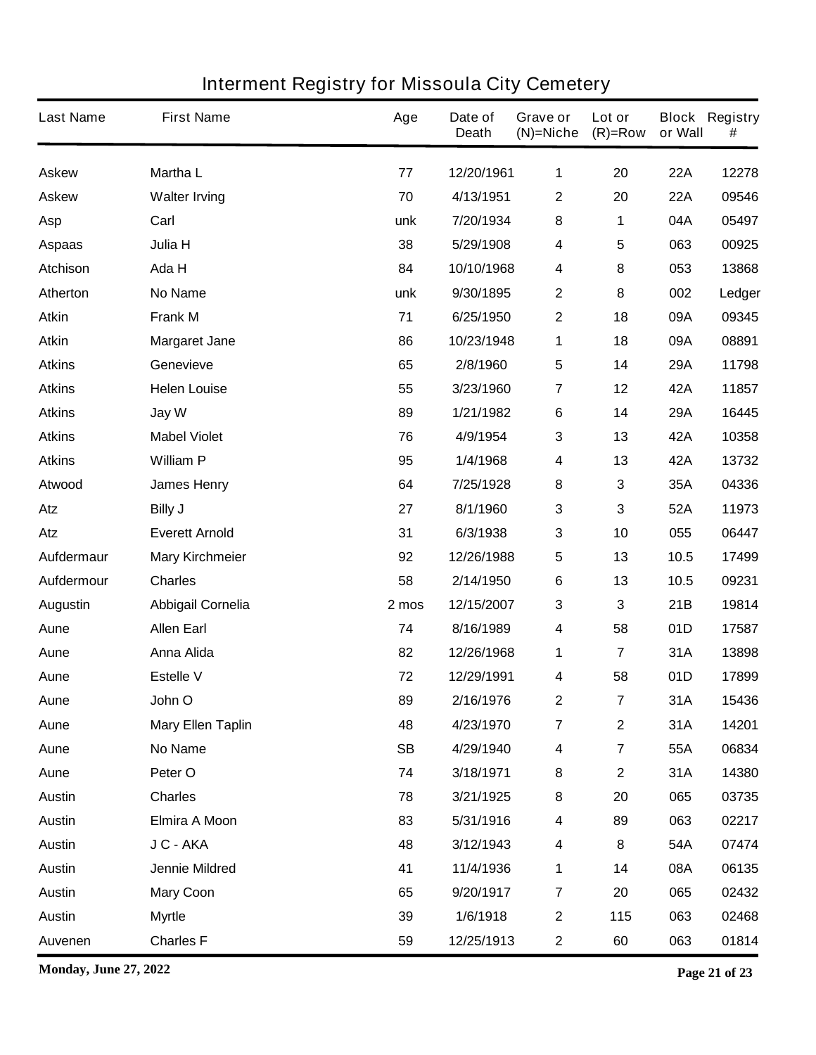# Interment Registry for Missoula City Cemetery

| Last Name | First Name | Age | Date of Death | Grave or (N)=Niche | Lot or (R)=Row | Block or Wall | Registry # |
|---|---|---|---|---|---|---|---|
| Askew | Martha L | 77 | 12/20/1961 | 1 | 20 | 22A | 12278 |
| Askew | Walter Irving | 70 | 4/13/1951 | 2 | 20 | 22A | 09546 |
| Asp | Carl | unk | 7/20/1934 | 8 | 1 | 04A | 05497 |
| Aspaas | Julia H | 38 | 5/29/1908 | 4 | 5 | 063 | 00925 |
| Atchison | Ada H | 84 | 10/10/1968 | 4 | 8 | 053 | 13868 |
| Atherton | No Name | unk | 9/30/1895 | 2 | 8 | 002 | Ledger |
| Atkin | Frank M | 71 | 6/25/1950 | 2 | 18 | 09A | 09345 |
| Atkin | Margaret Jane | 86 | 10/23/1948 | 1 | 18 | 09A | 08891 |
| Atkins | Genevieve | 65 | 2/8/1960 | 5 | 14 | 29A | 11798 |
| Atkins | Helen Louise | 55 | 3/23/1960 | 7 | 12 | 42A | 11857 |
| Atkins | Jay W | 89 | 1/21/1982 | 6 | 14 | 29A | 16445 |
| Atkins | Mabel Violet | 76 | 4/9/1954 | 3 | 13 | 42A | 10358 |
| Atkins | William P | 95 | 1/4/1968 | 4 | 13 | 42A | 13732 |
| Atwood | James Henry | 64 | 7/25/1928 | 8 | 3 | 35A | 04336 |
| Atz | Billy J | 27 | 8/1/1960 | 3 | 3 | 52A | 11973 |
| Atz | Everett Arnold | 31 | 6/3/1938 | 3 | 10 | 055 | 06447 |
| Aufdermaur | Mary Kirchmeier | 92 | 12/26/1988 | 5 | 13 | 10.5 | 17499 |
| Aufdermour | Charles | 58 | 2/14/1950 | 6 | 13 | 10.5 | 09231 |
| Augustin | Abbigail Cornelia | 2 mos | 12/15/2007 | 3 | 3 | 21B | 19814 |
| Aune | Allen Earl | 74 | 8/16/1989 | 4 | 58 | 01D | 17587 |
| Aune | Anna Alida | 82 | 12/26/1968 | 1 | 7 | 31A | 13898 |
| Aune | Estelle V | 72 | 12/29/1991 | 4 | 58 | 01D | 17899 |
| Aune | John O | 89 | 2/16/1976 | 2 | 7 | 31A | 15436 |
| Aune | Mary Ellen Taplin | 48 | 4/23/1970 | 7 | 2 | 31A | 14201 |
| Aune | No Name | SB | 4/29/1940 | 4 | 7 | 55A | 06834 |
| Aune | Peter O | 74 | 3/18/1971 | 8 | 2 | 31A | 14380 |
| Austin | Charles | 78 | 3/21/1925 | 8 | 20 | 065 | 03735 |
| Austin | Elmira A Moon | 83 | 5/31/1916 | 4 | 89 | 063 | 02217 |
| Austin | J C - AKA | 48 | 3/12/1943 | 4 | 8 | 54A | 07474 |
| Austin | Jennie Mildred | 41 | 11/4/1936 | 1 | 14 | 08A | 06135 |
| Austin | Mary Coon | 65 | 9/20/1917 | 7 | 20 | 065 | 02432 |
| Austin | Myrtle | 39 | 1/6/1918 | 2 | 115 | 063 | 02468 |
| Auvenen | Charles F | 59 | 12/25/1913 | 2 | 60 | 063 | 01814 |

**Monday, June 27, 2022**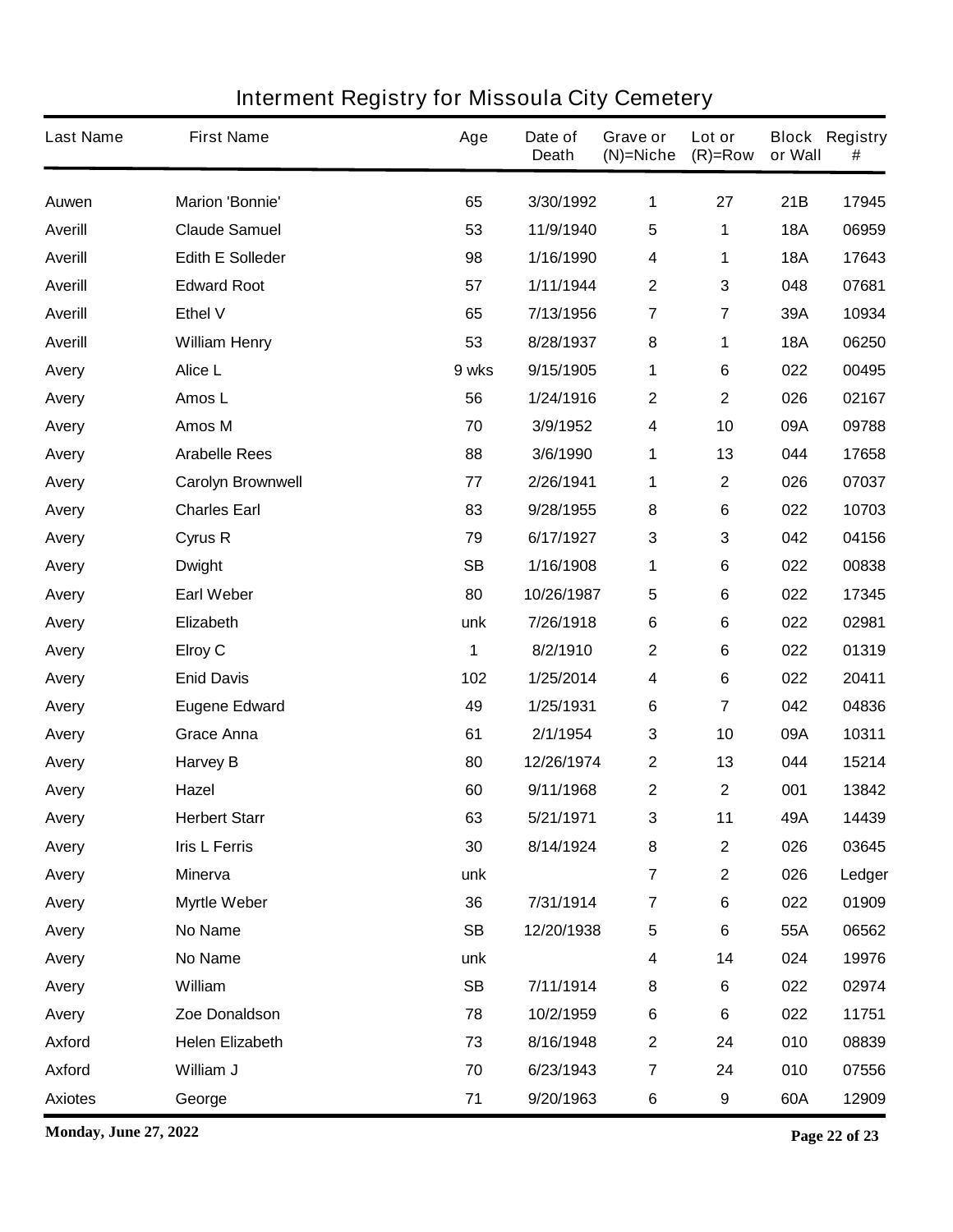# Interment Registry for Missoula City Cemetery

| Last Name | First Name | Age | Date of Death | Grave or (N)=Niche | Lot or (R)=Row | Block or Wall | Registry # |
|---|---|---|---|---|---|---|---|
| Auwen | Marion 'Bonnie' | 65 | 3/30/1992 | 1 | 27 | 21B | 17945 |
| Averill | Claude Samuel | 53 | 11/9/1940 | 5 | 1 | 18A | 06959 |
| Averill | Edith E Solleder | 98 | 1/16/1990 | 4 | 1 | 18A | 17643 |
| Averill | Edward Root | 57 | 1/11/1944 | 2 | 3 | 048 | 07681 |
| Averill | Ethel V | 65 | 7/13/1956 | 7 | 7 | 39A | 10934 |
| Averill | William Henry | 53 | 8/28/1937 | 8 | 1 | 18A | 06250 |
| Avery | Alice L | 9 wks | 9/15/1905 | 1 | 6 | 022 | 00495 |
| Avery | Amos L | 56 | 1/24/1916 | 2 | 2 | 026 | 02167 |
| Avery | Amos M | 70 | 3/9/1952 | 4 | 10 | 09A | 09788 |
| Avery | Arabelle Rees | 88 | 3/6/1990 | 1 | 13 | 044 | 17658 |
| Avery | Carolyn Brownwell | 77 | 2/26/1941 | 1 | 2 | 026 | 07037 |
| Avery | Charles Earl | 83 | 9/28/1955 | 8 | 6 | 022 | 10703 |
| Avery | Cyrus R | 79 | 6/17/1927 | 3 | 3 | 042 | 04156 |
| Avery | Dwight | SB | 1/16/1908 | 1 | 6 | 022 | 00838 |
| Avery | Earl Weber | 80 | 10/26/1987 | 5 | 6 | 022 | 17345 |
| Avery | Elizabeth | unk | 7/26/1918 | 6 | 6 | 022 | 02981 |
| Avery | Elroy C | 1 | 8/2/1910 | 2 | 6 | 022 | 01319 |
| Avery | Enid Davis | 102 | 1/25/2014 | 4 | 6 | 022 | 20411 |
| Avery | Eugene Edward | 49 | 1/25/1931 | 6 | 7 | 042 | 04836 |
| Avery | Grace Anna | 61 | 2/1/1954 | 3 | 10 | 09A | 10311 |
| Avery | Harvey B | 80 | 12/26/1974 | 2 | 13 | 044 | 15214 |
| Avery | Hazel | 60 | 9/11/1968 | 2 | 2 | 001 | 13842 |
| Avery | Herbert Starr | 63 | 5/21/1971 | 3 | 11 | 49A | 14439 |
| Avery | Iris L Ferris | 30 | 8/14/1924 | 8 | 2 | 026 | 03645 |
| Avery | Minerva | unk | | 7 | 2 | 026 | Ledger |
| Avery | Myrtle Weber | 36 | 7/31/1914 | 7 | 6 | 022 | 01909 |
| Avery | No Name | SB | 12/20/1938 | 5 | 6 | 55A | 06562 |
| Avery | No Name | unk | | 4 | 14 | 024 | 19976 |
| Avery | William | SB | 7/11/1914 | 8 | 6 | 022 | 02974 |
| Avery | Zoe Donaldson | 78 | 10/2/1959 | 6 | 6 | 022 | 11751 |
| Axford | Helen Elizabeth | 73 | 8/16/1948 | 2 | 24 | 010 | 08839 |
| Axford | William J | 70 | 6/23/1943 | 7 | 24 | 010 | 07556 |
| Axiotes | George | 71 | 9/20/1963 | 6 | 9 | 60A | 12909 |

**Monday, June 27, 2022**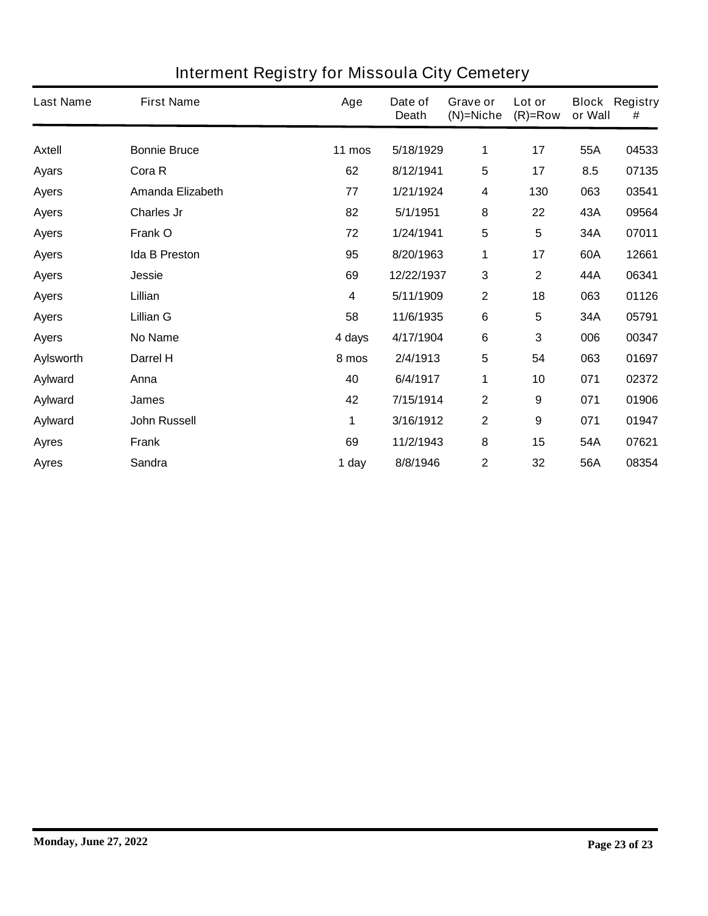# Interment Registry for Missoula City Cemetery

| Last Name | First Name | Age | Date of Death | Grave or (N)=Niche | Lot or (R)=Row | Block or Wall | Registry # |
|---|---|---|---|---|---|---|---|
| Axtell | Bonnie Bruce | 11 mos | 5/18/1929 | 1 | 17 | 55A | 04533 |
| Ayars | Cora R | 62 | 8/12/1941 | 5 | 17 | 8.5 | 07135 |
| Ayers | Amanda Elizabeth | 77 | 1/21/1924 | 4 | 130 | 063 | 03541 |
| Ayers | Charles Jr | 82 | 5/1/1951 | 8 | 22 | 43A | 09564 |
| Ayers | Frank O | 72 | 1/24/1941 | 5 | 5 | 34A | 07011 |
| Ayers | Ida B Preston | 95 | 8/20/1963 | 1 | 17 | 60A | 12661 |
| Ayers | Jessie | 69 | 12/22/1937 | 3 | 2 | 44A | 06341 |
| Ayers | Lillian | 4 | 5/11/1909 | 2 | 18 | 063 | 01126 |
| Ayers | Lillian G | 58 | 11/6/1935 | 6 | 5 | 34A | 05791 |
| Ayers | No Name | 4 days | 4/17/1904 | 6 | 3 | 006 | 00347 |
| Aylsworth | Darrel H | 8 mos | 2/4/1913 | 5 | 54 | 063 | 01697 |
| Aylward | Anna | 40 | 6/4/1917 | 1 | 10 | 071 | 02372 |
| Aylward | James | 42 | 7/15/1914 | 2 | 9 | 071 | 01906 |
| Aylward | John Russell | 1 | 3/16/1912 | 2 | 9 | 071 | 01947 |
| Ayres | Frank | 69 | 11/2/1943 | 8 | 15 | 54A | 07621 |
| Ayres | Sandra | 1 day | 8/8/1946 | 2 | 32 | 56A | 08354 |

**Monday, June 27, 2022**